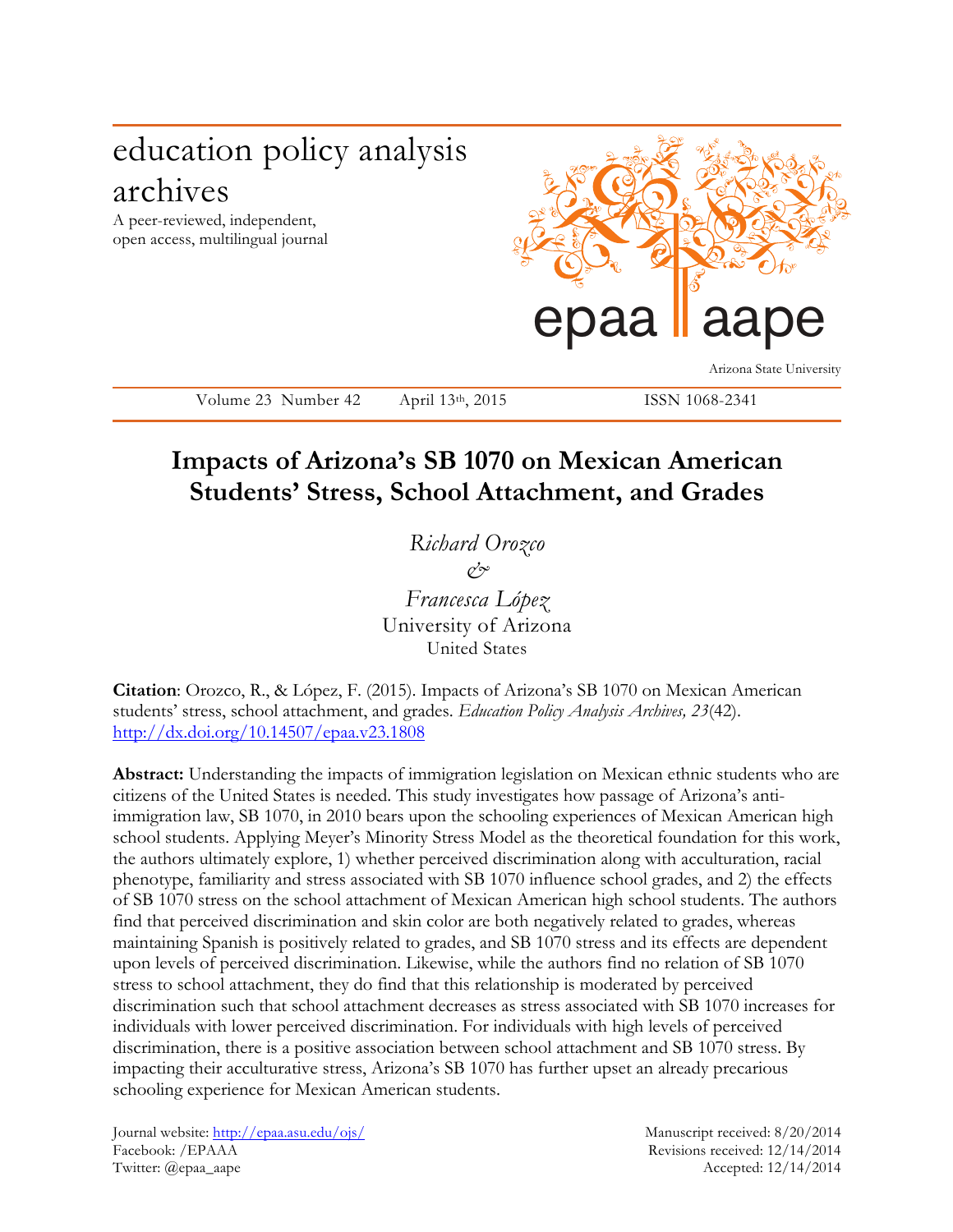education policy analysis archives

A peer-reviewed, independent, open access, multilingual journal

epaa aape

Arizona State University

Volume 23 Number 42 April 13th, 2015 ISSN 1068-2341

# Impacts of Arizona's SB 1070 on Mexican American Students' Stress, School Attachment, and Grades

*Richard Orozco*

*&*

*Francesca López*

University of Arizona

United States

**Citation**: Orozco, R., & López, F. (2015). Impacts of Arizona's SB 1070 on Mexican American students' stress, school attachment, and grades. *Education Policy Analysis Archives, 23*(42). http://dx.doi.org/10.14507/epaa.v23.1808

**Abstract:** Understanding the impacts of immigration legislation on Mexican ethnic students who are citizens of the United States is needed. This study investigates how passage of Arizona's anti-immigration law, SB 1070, in 2010 bears upon the schooling experiences of Mexican American high school students. Applying Meyer's Minority Stress Model as the theoretical foundation for this work, the authors ultimately explore, 1) whether perceived discrimination along with acculturation, racial phenotype, familiarity and stress associated with SB 1070 influence school grades, and 2) the effects of SB 1070 stress on the school attachment of Mexican American high school students. The authors find that perceived discrimination and skin color are both negatively related to grades, whereas maintaining Spanish is positively related to grades, and SB 1070 stress and its effects are dependent upon levels of perceived discrimination. Likewise, while the authors find no relation of SB 1070 stress to school attachment, they do find that this relationship is moderated by perceived discrimination such that school attachment decreases as stress associated with SB 1070 increases for individuals with lower perceived discrimination. For individuals with high levels of perceived discrimination, there is a positive association between school attachment and SB 1070 stress. By impacting their acculturative stress, Arizona's SB 1070 has further upset an already precarious schooling experience for Mexican American students.

Journal website: http://epaa.asu.edu/ojs/
Facebook: /EPAAA
Twitter: @epaa_aape

Manuscript received: 8/20/2014
Revisions received: 12/14/2014
Accepted: 12/14/2014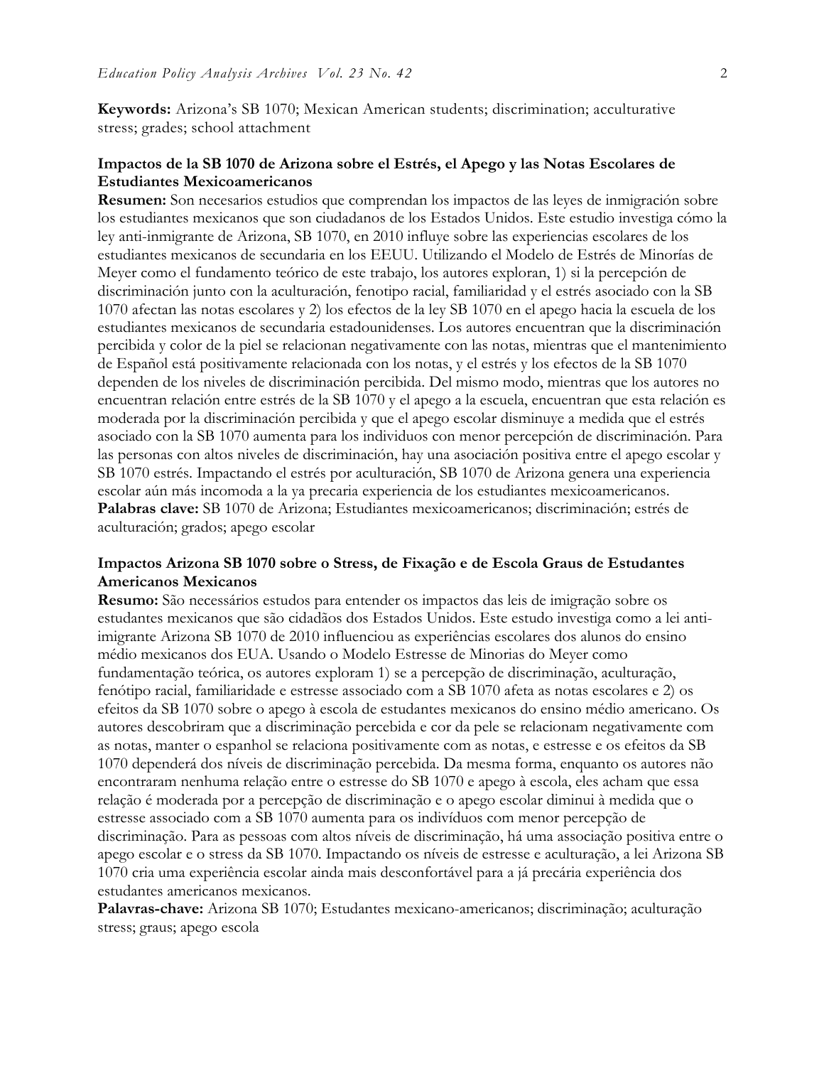**Keywords:** Arizona's SB 1070; Mexican American students; discrimination; acculturative stress; grades; school attachment

**Impactos de la SB 1070 de Arizona sobre el Estrés, el Apego y las Notas Escolares de Estudiantes Mexicoamericanos**

**Resumen:** Son necesarios estudios que comprendan los impactos de las leyes de inmigración sobre los estudiantes mexicanos que son ciudadanos de los Estados Unidos. Este estudio investiga cómo la ley anti-inmigrante de Arizona, SB 1070, en 2010 influye sobre las experiencias escolares de los estudiantes mexicanos de secundaria en los EEUU. Utilizando el Modelo de Estrés de Minorías de Meyer como el fundamento teórico de este trabajo, los autores exploran, 1) si la percepción de discriminación junto con la aculturación, fenotipo racial, familiaridad y el estrés asociado con la SB 1070 afectan las notas escolares y 2) los efectos de la ley SB 1070 en el apego hacia la escuela de los estudiantes mexicanos de secundaria estadounidenses. Los autores encuentran que la discriminación percibida y color de la piel se relacionan negativamente con las notas, mientras que el mantenimiento de Español está positivamente relacionada con los notas, y el estrés y los efectos de la SB 1070 dependen de los niveles de discriminación percibida. Del mismo modo, mientras que los autores no encuentran relación entre estrés de la SB 1070 y el apego a la escuela, encuentran que esta relación es moderada por la discriminación percibida y que el apego escolar disminuye a medida que el estrés asociado con la SB 1070 aumenta para los individuos con menor percepción de discriminación. Para las personas con altos niveles de discriminación, hay una asociación positiva entre el apego escolar y SB 1070 estrés. Impactando el estrés por aculturación, SB 1070 de Arizona genera una experiencia escolar aún más incomoda a la ya precaria experiencia de los estudiantes mexicoamericanos.

**Palabras clave:** SB 1070 de Arizona; Estudiantes mexicoamericanos; discriminación; estrés de aculturación; grados; apego escolar

**Impactos Arizona SB 1070 sobre o Stress, de Fixação e de Escola Graus de Estudantes Americanos Mexicanos**

**Resumo:** São necessários estudos para entender os impactos das leis de imigração sobre os estudantes mexicanos que são cidadãos dos Estados Unidos. Este estudo investiga como a lei anti-imigrante Arizona SB 1070 de 2010 influenciou as experiências escolares dos alunos do ensino médio mexicanos dos EUA. Usando o Modelo Estresse de Minorias do Meyer como fundamentação teórica, os autores exploram 1) se a percepção de discriminação, aculturação, fenótipo racial, familiaridade e estresse associado com a SB 1070 afeta as notas escolares e 2) os efeitos da SB 1070 sobre o apego à escola de estudantes mexicanos do ensino médio americano. Os autores descobriram que a discriminação percebida e cor da pele se relacionam negativamente com as notas, manter o espanhol se relaciona positivamente com as notas, e estresse e os efeitos da SB 1070 dependerá dos níveis de discriminação percebida. Da mesma forma, enquanto os autores não encontraram nenhuma relação entre o estresse do SB 1070 e apego à escola, eles acham que essa relação é moderada por a percepção de discriminação e o apego escolar diminui à medida que o estresse associado com a SB 1070 aumenta para os indivíduos com menor percepção de discriminação. Para as pessoas com altos níveis de discriminação, há uma associação positiva entre o apego escolar e o stress da SB 1070. Impactando os níveis de estresse e aculturação, a lei Arizona SB 1070 cria uma experiência escolar ainda mais desconfortável para a já precária experiência dos estudantes americanos mexicanos.

**Palavras-chave:** Arizona SB 1070; Estudantes mexicano-americanos; discriminação; aculturação stress; graus; apego escola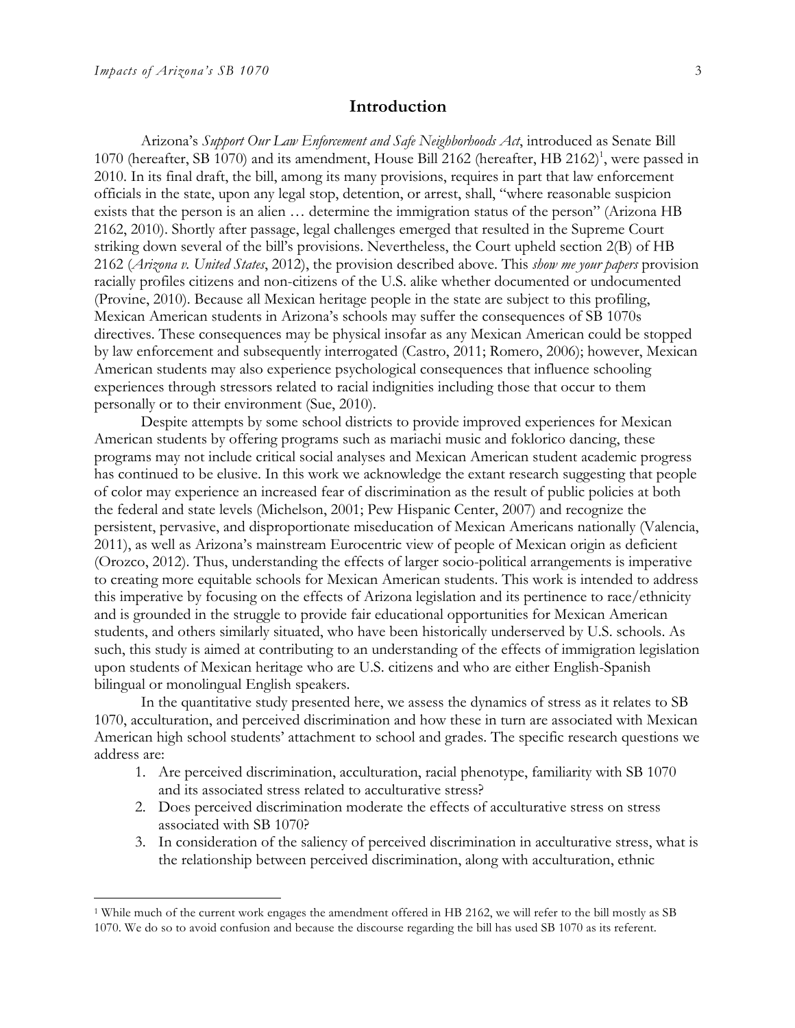## Introduction

Arizona's *Support Our Law Enforcement and Safe Neighborhoods Act*, introduced as Senate Bill 1070 (hereafter, SB 1070) and its amendment, House Bill 2162 (hereafter, HB 2162)[1], were passed in 2010. In its final draft, the bill, among its many provisions, requires in part that law enforcement officials in the state, upon any legal stop, detention, or arrest, shall, "where reasonable suspicion exists that the person is an alien … determine the immigration status of the person" (Arizona HB 2162, 2010). Shortly after passage, legal challenges emerged that resulted in the Supreme Court striking down several of the bill's provisions. Nevertheless, the Court upheld section 2(B) of HB 2162 (*Arizona v. United States*, 2012), the provision described above. This *show me your papers* provision racially profiles citizens and non-citizens of the U.S. alike whether documented or undocumented (Provine, 2010). Because all Mexican heritage people in the state are subject to this profiling, Mexican American students in Arizona's schools may suffer the consequences of SB 1070s directives. These consequences may be physical insofar as any Mexican American could be stopped by law enforcement and subsequently interrogated (Castro, 2011; Romero, 2006); however, Mexican American students may also experience psychological consequences that influence schooling experiences through stressors related to racial indignities including those that occur to them personally or to their environment (Sue, 2010).

Despite attempts by some school districts to provide improved experiences for Mexican American students by offering programs such as mariachi music and foklorico dancing, these programs may not include critical social analyses and Mexican American student academic progress has continued to be elusive. In this work we acknowledge the extant research suggesting that people of color may experience an increased fear of discrimination as the result of public policies at both the federal and state levels (Michelson, 2001; Pew Hispanic Center, 2007) and recognize the persistent, pervasive, and disproportionate miseducation of Mexican Americans nationally (Valencia, 2011), as well as Arizona's mainstream Eurocentric view of people of Mexican origin as deficient (Orozco, 2012). Thus, understanding the effects of larger socio-political arrangements is imperative to creating more equitable schools for Mexican American students. This work is intended to address this imperative by focusing on the effects of Arizona legislation and its pertinence to race/ethnicity and is grounded in the struggle to provide fair educational opportunities for Mexican American students, and others similarly situated, who have been historically underserved by U.S. schools. As such, this study is aimed at contributing to an understanding of the effects of immigration legislation upon students of Mexican heritage who are U.S. citizens and who are either English-Spanish bilingual or monolingual English speakers.

In the quantitative study presented here, we assess the dynamics of stress as it relates to SB 1070, acculturation, and perceived discrimination and how these in turn are associated with Mexican American high school students' attachment to school and grades. The specific research questions we address are:

1. Are perceived discrimination, acculturation, racial phenotype, familiarity with SB 1070 and its associated stress related to acculturative stress?
2. Does perceived discrimination moderate the effects of acculturative stress on stress associated with SB 1070?
3. In consideration of the saliency of perceived discrimination in acculturative stress, what is the relationship between perceived discrimination, along with acculturation, ethnic

[1] While much of the current work engages the amendment offered in HB 2162, we will refer to the bill mostly as SB 1070. We do so to avoid confusion and because the discourse regarding the bill has used SB 1070 as its referent.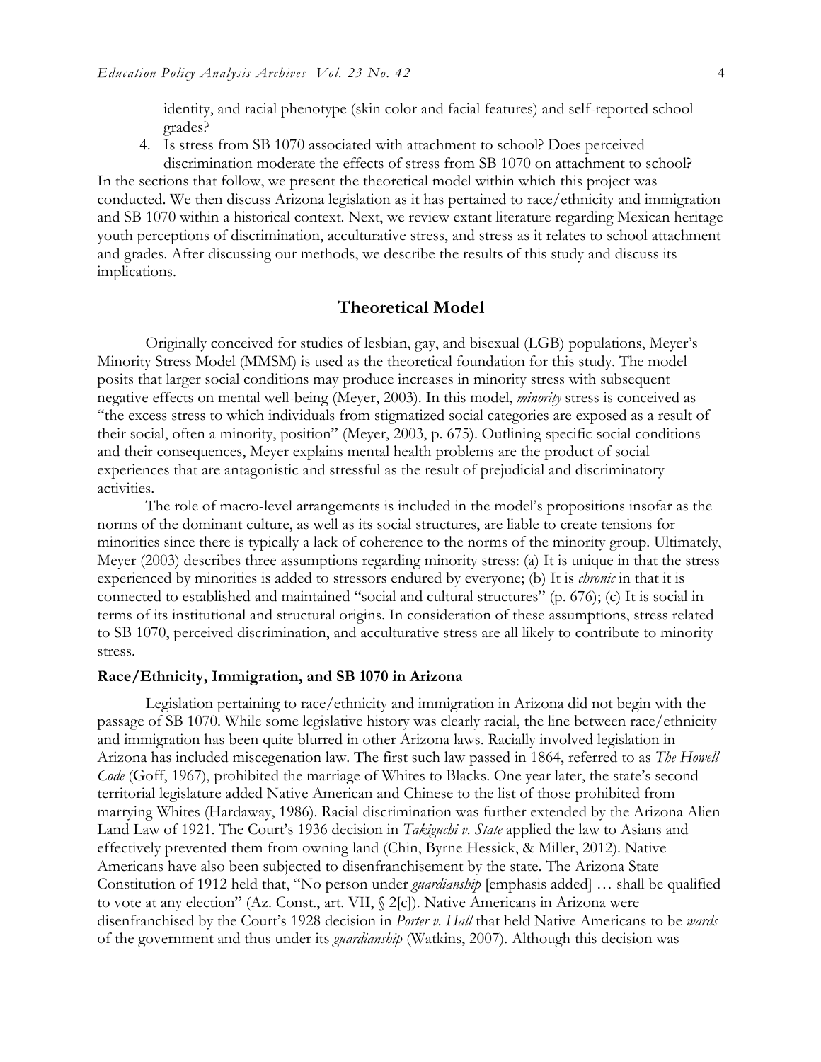identity, and racial phenotype (skin color and facial features) and self-reported school grades?

4. Is stress from SB 1070 associated with attachment to school? Does perceived discrimination moderate the effects of stress from SB 1070 on attachment to school?

In the sections that follow, we present the theoretical model within which this project was conducted. We then discuss Arizona legislation as it has pertained to race/ethnicity and immigration and SB 1070 within a historical context. Next, we review extant literature regarding Mexican heritage youth perceptions of discrimination, acculturative stress, and stress as it relates to school attachment and grades. After discussing our methods, we describe the results of this study and discuss its implications.

## Theoretical Model

Originally conceived for studies of lesbian, gay, and bisexual (LGB) populations, Meyer's Minority Stress Model (MMSM) is used as the theoretical foundation for this study. The model posits that larger social conditions may produce increases in minority stress with subsequent negative effects on mental well-being (Meyer, 2003). In this model, *minority* stress is conceived as "the excess stress to which individuals from stigmatized social categories are exposed as a result of their social, often a minority, position" (Meyer, 2003, p. 675). Outlining specific social conditions and their consequences, Meyer explains mental health problems are the product of social experiences that are antagonistic and stressful as the result of prejudicial and discriminatory activities.

The role of macro-level arrangements is included in the model's propositions insofar as the norms of the dominant culture, as well as its social structures, are liable to create tensions for minorities since there is typically a lack of coherence to the norms of the minority group. Ultimately, Meyer (2003) describes three assumptions regarding minority stress: (a) It is unique in that the stress experienced by minorities is added to stressors endured by everyone; (b) It is *chronic* in that it is connected to established and maintained "social and cultural structures" (p. 676); (c) It is social in terms of its institutional and structural origins. In consideration of these assumptions, stress related to SB 1070, perceived discrimination, and acculturative stress are all likely to contribute to minority stress.

### Race/Ethnicity, Immigration, and SB 1070 in Arizona

Legislation pertaining to race/ethnicity and immigration in Arizona did not begin with the passage of SB 1070. While some legislative history was clearly racial, the line between race/ethnicity and immigration has been quite blurred in other Arizona laws. Racially involved legislation in Arizona has included miscegenation law. The first such law passed in 1864, referred to as *The Howell Code* (Goff, 1967), prohibited the marriage of Whites to Blacks. One year later, the state's second territorial legislature added Native American and Chinese to the list of those prohibited from marrying Whites (Hardaway, 1986). Racial discrimination was further extended by the Arizona Alien Land Law of 1921. The Court's 1936 decision in *Takiguchi v. State* applied the law to Asians and effectively prevented them from owning land (Chin, Byrne Hessick, & Miller, 2012). Native Americans have also been subjected to disenfranchisement by the state. The Arizona State Constitution of 1912 held that, "No person under *guardianship* [emphasis added] … shall be qualified to vote at any election" (Az. Const., art. VII, § 2[c]). Native Americans in Arizona were disenfranchised by the Court's 1928 decision in *Porter v. Hall* that held Native Americans to be *wards* of the government and thus under its *guardianship* (Watkins, 2007). Although this decision was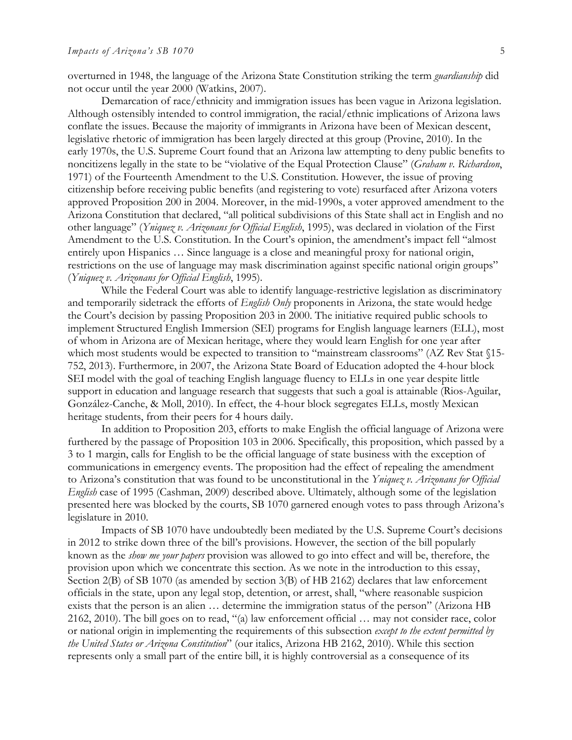overturned in 1948, the language of the Arizona State Constitution striking the term *guardianship* did not occur until the year 2000 (Watkins, 2007).

Demarcation of race/ethnicity and immigration issues has been vague in Arizona legislation. Although ostensibly intended to control immigration, the racial/ethnic implications of Arizona laws conflate the issues. Because the majority of immigrants in Arizona have been of Mexican descent, legislative rhetoric of immigration has been largely directed at this group (Provine, 2010). In the early 1970s, the U.S. Supreme Court found that an Arizona law attempting to deny public benefits to noncitizens legally in the state to be "violative of the Equal Protection Clause" (*Graham v. Richardson*, 1971) of the Fourteenth Amendment to the U.S. Constitution. However, the issue of proving citizenship before receiving public benefits (and registering to vote) resurfaced after Arizona voters approved Proposition 200 in 2004. Moreover, in the mid-1990s, a voter approved amendment to the Arizona Constitution that declared, "all political subdivisions of this State shall act in English and no other language" (*Yniquez v. Arizonans for Official English*, 1995), was declared in violation of the First Amendment to the U.S. Constitution. In the Court's opinion, the amendment's impact fell "almost entirely upon Hispanics … Since language is a close and meaningful proxy for national origin, restrictions on the use of language may mask discrimination against specific national origin groups" (*Yniquez v. Arizonans for Official English*, 1995).

While the Federal Court was able to identify language-restrictive legislation as discriminatory and temporarily sidetrack the efforts of *English Only* proponents in Arizona, the state would hedge the Court's decision by passing Proposition 203 in 2000. The initiative required public schools to implement Structured English Immersion (SEI) programs for English language learners (ELL), most of whom in Arizona are of Mexican heritage, where they would learn English for one year after which most students would be expected to transition to "mainstream classrooms" (AZ Rev Stat §15-752, 2013). Furthermore, in 2007, the Arizona State Board of Education adopted the 4-hour block SEI model with the goal of teaching English language fluency to ELLs in one year despite little support in education and language research that suggests that such a goal is attainable (Rios-Aguilar, González-Canche, & Moll, 2010). In effect, the 4-hour block segregates ELLs, mostly Mexican heritage students, from their peers for 4 hours daily.

In addition to Proposition 203, efforts to make English the official language of Arizona were furthered by the passage of Proposition 103 in 2006. Specifically, this proposition, which passed by a 3 to 1 margin, calls for English to be the official language of state business with the exception of communications in emergency events. The proposition had the effect of repealing the amendment to Arizona's constitution that was found to be unconstitutional in the *Yniquez v. Arizonans for Official English* case of 1995 (Cashman, 2009) described above. Ultimately, although some of the legislation presented here was blocked by the courts, SB 1070 garnered enough votes to pass through Arizona's legislature in 2010.

Impacts of SB 1070 have undoubtedly been mediated by the U.S. Supreme Court's decisions in 2012 to strike down three of the bill's provisions. However, the section of the bill popularly known as the *show me your papers* provision was allowed to go into effect and will be, therefore, the provision upon which we concentrate this section. As we note in the introduction to this essay, Section 2(B) of SB 1070 (as amended by section 3(B) of HB 2162) declares that law enforcement officials in the state, upon any legal stop, detention, or arrest, shall, "where reasonable suspicion exists that the person is an alien … determine the immigration status of the person" (Arizona HB 2162, 2010). The bill goes on to read, "(a) law enforcement official … may not consider race, color or national origin in implementing the requirements of this subsection *except to the extent permitted by the United States or Arizona Constitution*" (our italics, Arizona HB 2162, 2010). While this section represents only a small part of the entire bill, it is highly controversial as a consequence of its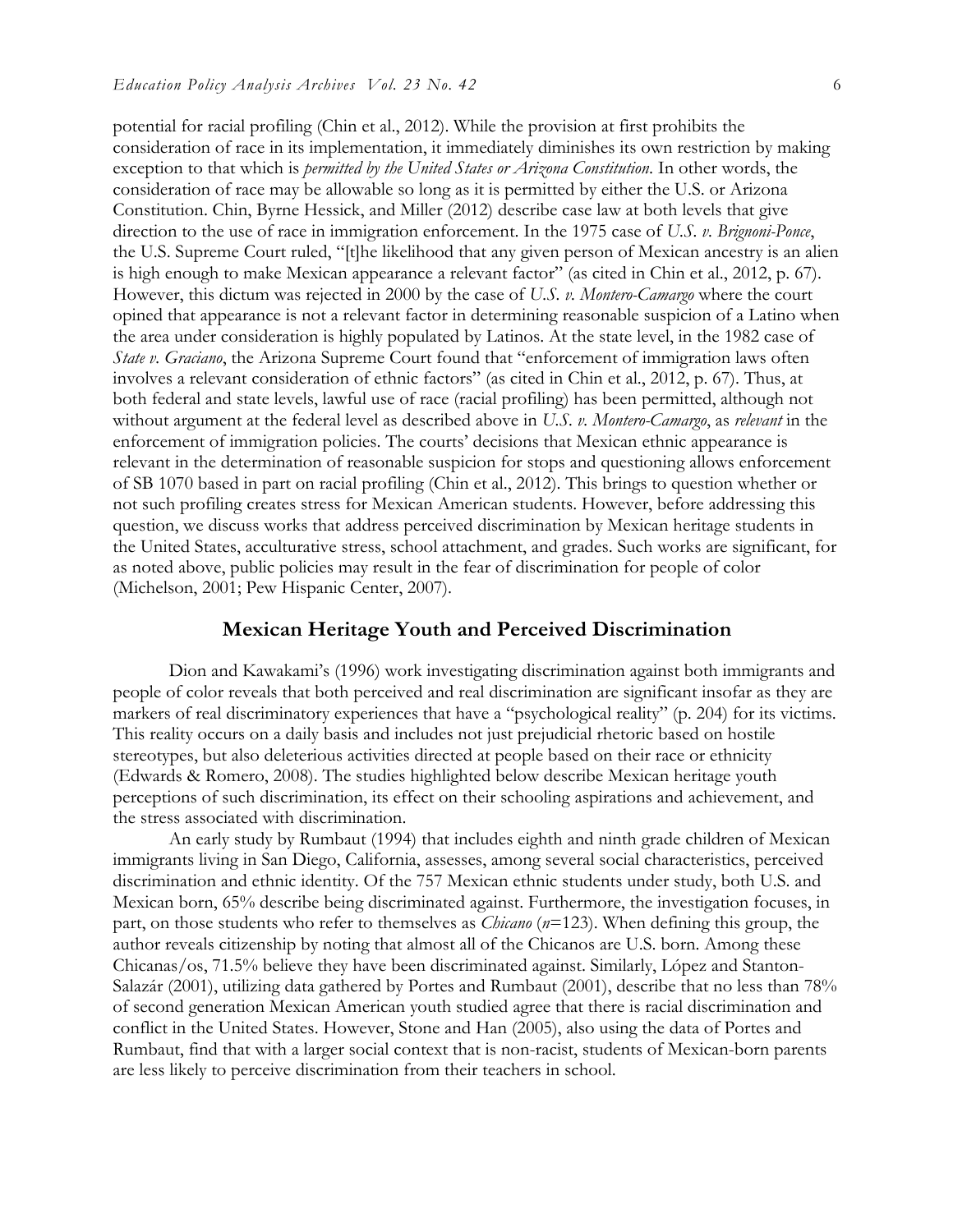potential for racial profiling (Chin et al., 2012). While the provision at first prohibits the consideration of race in its implementation, it immediately diminishes its own restriction by making exception to that which is *permitted by the United States or Arizona Constitution*. In other words, the consideration of race may be allowable so long as it is permitted by either the U.S. or Arizona Constitution. Chin, Byrne Hessick, and Miller (2012) describe case law at both levels that give direction to the use of race in immigration enforcement. In the 1975 case of *U.S. v. Brignoni-Ponce*, the U.S. Supreme Court ruled, "[t]he likelihood that any given person of Mexican ancestry is an alien is high enough to make Mexican appearance a relevant factor" (as cited in Chin et al., 2012, p. 67). However, this dictum was rejected in 2000 by the case of *U.S. v. Montero-Camargo* where the court opined that appearance is not a relevant factor in determining reasonable suspicion of a Latino when the area under consideration is highly populated by Latinos. At the state level, in the 1982 case of *State v. Graciano*, the Arizona Supreme Court found that "enforcement of immigration laws often involves a relevant consideration of ethnic factors" (as cited in Chin et al., 2012, p. 67). Thus, at both federal and state levels, lawful use of race (racial profiling) has been permitted, although not without argument at the federal level as described above in *U.S. v. Montero-Camargo*, as *relevant* in the enforcement of immigration policies. The courts' decisions that Mexican ethnic appearance is relevant in the determination of reasonable suspicion for stops and questioning allows enforcement of SB 1070 based in part on racial profiling (Chin et al., 2012). This brings to question whether or not such profiling creates stress for Mexican American students. However, before addressing this question, we discuss works that address perceived discrimination by Mexican heritage students in the United States, acculturative stress, school attachment, and grades. Such works are significant, for as noted above, public policies may result in the fear of discrimination for people of color (Michelson, 2001; Pew Hispanic Center, 2007).

## Mexican Heritage Youth and Perceived Discrimination

Dion and Kawakami's (1996) work investigating discrimination against both immigrants and people of color reveals that both perceived and real discrimination are significant insofar as they are markers of real discriminatory experiences that have a "psychological reality" (p. 204) for its victims. This reality occurs on a daily basis and includes not just prejudicial rhetoric based on hostile stereotypes, but also deleterious activities directed at people based on their race or ethnicity (Edwards & Romero, 2008). The studies highlighted below describe Mexican heritage youth perceptions of such discrimination, its effect on their schooling aspirations and achievement, and the stress associated with discrimination.

An early study by Rumbaut (1994) that includes eighth and ninth grade children of Mexican immigrants living in San Diego, California, assesses, among several social characteristics, perceived discrimination and ethnic identity. Of the 757 Mexican ethnic students under study, both U.S. and Mexican born, 65% describe being discriminated against. Furthermore, the investigation focuses, in part, on those students who refer to themselves as *Chicano* (*n*=123). When defining this group, the author reveals citizenship by noting that almost all of the Chicanos are U.S. born. Among these Chicanas/os, 71.5% believe they have been discriminated against. Similarly, López and Stanton-Salazár (2001), utilizing data gathered by Portes and Rumbaut (2001), describe that no less than 78% of second generation Mexican American youth studied agree that there is racial discrimination and conflict in the United States. However, Stone and Han (2005), also using the data of Portes and Rumbaut, find that with a larger social context that is non-racist, students of Mexican-born parents are less likely to perceive discrimination from their teachers in school.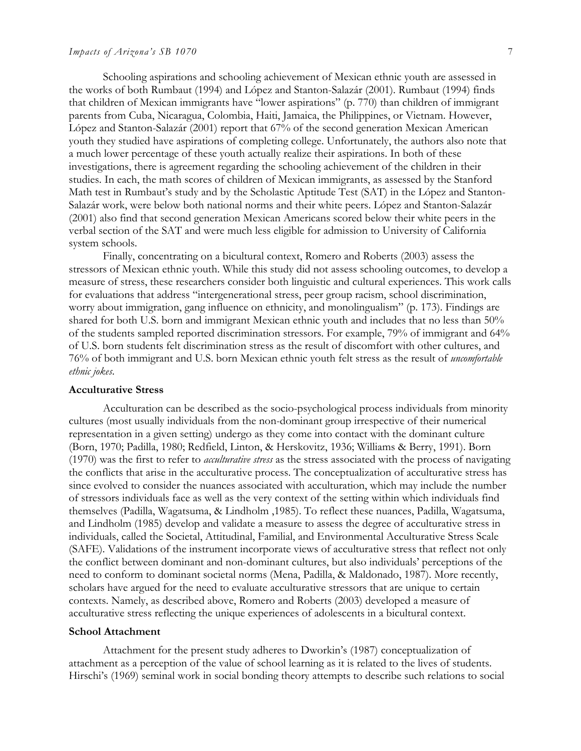Schooling aspirations and schooling achievement of Mexican ethnic youth are assessed in the works of both Rumbaut (1994) and López and Stanton-Salazár (2001). Rumbaut (1994) finds that children of Mexican immigrants have "lower aspirations" (p. 770) than children of immigrant parents from Cuba, Nicaragua, Colombia, Haiti, Jamaica, the Philippines, or Vietnam. However, López and Stanton-Salazár (2001) report that 67% of the second generation Mexican American youth they studied have aspirations of completing college. Unfortunately, the authors also note that a much lower percentage of these youth actually realize their aspirations. In both of these investigations, there is agreement regarding the schooling achievement of the children in their studies. In each, the math scores of children of Mexican immigrants, as assessed by the Stanford Math test in Rumbaut's study and by the Scholastic Aptitude Test (SAT) in the López and Stanton-Salazár work, were below both national norms and their white peers. López and Stanton-Salazár (2001) also find that second generation Mexican Americans scored below their white peers in the verbal section of the SAT and were much less eligible for admission to University of California system schools.

Finally, concentrating on a bicultural context, Romero and Roberts (2003) assess the stressors of Mexican ethnic youth. While this study did not assess schooling outcomes, to develop a measure of stress, these researchers consider both linguistic and cultural experiences. This work calls for evaluations that address "intergenerational stress, peer group racism, school discrimination, worry about immigration, gang influence on ethnicity, and monolingualism" (p. 173). Findings are shared for both U.S. born and immigrant Mexican ethnic youth and includes that no less than 50% of the students sampled reported discrimination stressors. For example, 79% of immigrant and 64% of U.S. born students felt discrimination stress as the result of discomfort with other cultures, and 76% of both immigrant and U.S. born Mexican ethnic youth felt stress as the result of *uncomfortable ethnic jokes*.

### Acculturative Stress

Acculturation can be described as the socio-psychological process individuals from minority cultures (most usually individuals from the non-dominant group irrespective of their numerical representation in a given setting) undergo as they come into contact with the dominant culture (Born, 1970; Padilla, 1980; Redfield, Linton, & Herskovitz, 1936; Williams & Berry, 1991). Born (1970) was the first to refer to *acculturative stress* as the stress associated with the process of navigating the conflicts that arise in the acculturative process. The conceptualization of acculturative stress has since evolved to consider the nuances associated with acculturation, which may include the number of stressors individuals face as well as the very context of the setting within which individuals find themselves (Padilla, Wagatsuma, & Lindholm ,1985). To reflect these nuances, Padilla, Wagatsuma, and Lindholm (1985) develop and validate a measure to assess the degree of acculturative stress in individuals, called the Societal, Attitudinal, Familial, and Environmental Acculturative Stress Scale (SAFE). Validations of the instrument incorporate views of acculturative stress that reflect not only the conflict between dominant and non-dominant cultures, but also individuals' perceptions of the need to conform to dominant societal norms (Mena, Padilla, & Maldonado, 1987). More recently, scholars have argued for the need to evaluate acculturative stressors that are unique to certain contexts. Namely, as described above, Romero and Roberts (2003) developed a measure of acculturative stress reflecting the unique experiences of adolescents in a bicultural context.

### School Attachment

Attachment for the present study adheres to Dworkin's (1987) conceptualization of attachment as a perception of the value of school learning as it is related to the lives of students. Hirschi's (1969) seminal work in social bonding theory attempts to describe such relations to social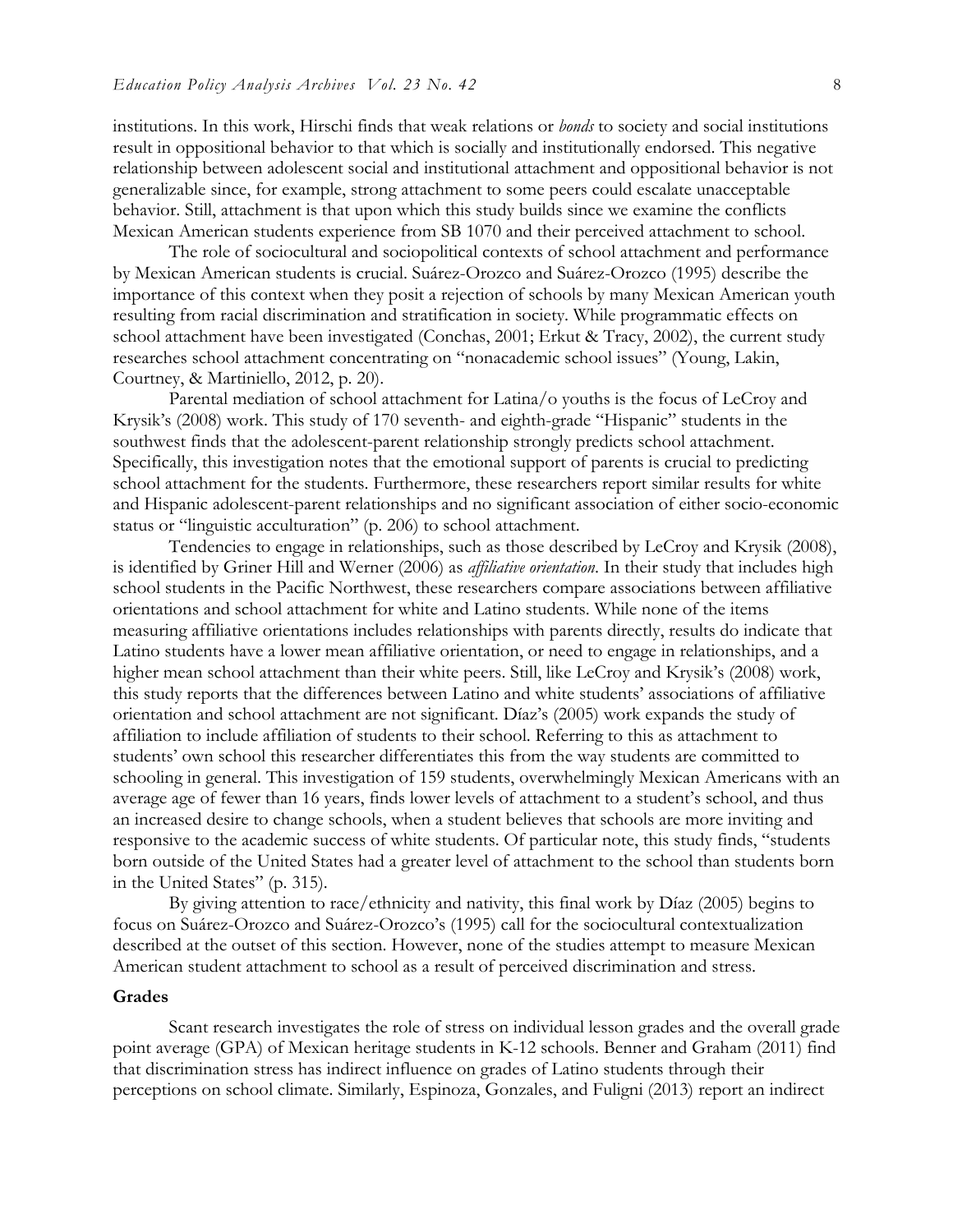institutions. In this work, Hirschi finds that weak relations or *bonds* to society and social institutions result in oppositional behavior to that which is socially and institutionally endorsed. This negative relationship between adolescent social and institutional attachment and oppositional behavior is not generalizable since, for example, strong attachment to some peers could escalate unacceptable behavior. Still, attachment is that upon which this study builds since we examine the conflicts Mexican American students experience from SB 1070 and their perceived attachment to school.

The role of sociocultural and sociopolitical contexts of school attachment and performance by Mexican American students is crucial. Suárez-Orozco and Suárez-Orozco (1995) describe the importance of this context when they posit a rejection of schools by many Mexican American youth resulting from racial discrimination and stratification in society. While programmatic effects on school attachment have been investigated (Conchas, 2001; Erkut & Tracy, 2002), the current study researches school attachment concentrating on "nonacademic school issues" (Young, Lakin, Courtney, & Martiniello, 2012, p. 20).

Parental mediation of school attachment for Latina/o youths is the focus of LeCroy and Krysik's (2008) work. This study of 170 seventh- and eighth-grade "Hispanic" students in the southwest finds that the adolescent-parent relationship strongly predicts school attachment. Specifically, this investigation notes that the emotional support of parents is crucial to predicting school attachment for the students. Furthermore, these researchers report similar results for white and Hispanic adolescent-parent relationships and no significant association of either socio-economic status or "linguistic acculturation" (p. 206) to school attachment.

Tendencies to engage in relationships, such as those described by LeCroy and Krysik (2008), is identified by Griner Hill and Werner (2006) as *affiliative orientation*. In their study that includes high school students in the Pacific Northwest, these researchers compare associations between affiliative orientations and school attachment for white and Latino students. While none of the items measuring affiliative orientations includes relationships with parents directly, results do indicate that Latino students have a lower mean affiliative orientation, or need to engage in relationships, and a higher mean school attachment than their white peers. Still, like LeCroy and Krysik's (2008) work, this study reports that the differences between Latino and white students' associations of affiliative orientation and school attachment are not significant. Díaz's (2005) work expands the study of affiliation to include affiliation of students to their school. Referring to this as attachment to students' own school this researcher differentiates this from the way students are committed to schooling in general. This investigation of 159 students, overwhelmingly Mexican Americans with an average age of fewer than 16 years, finds lower levels of attachment to a student's school, and thus an increased desire to change schools, when a student believes that schools are more inviting and responsive to the academic success of white students. Of particular note, this study finds, "students born outside of the United States had a greater level of attachment to the school than students born in the United States" (p. 315).

By giving attention to race/ethnicity and nativity, this final work by Díaz (2005) begins to focus on Suárez-Orozco and Suárez-Orozco's (1995) call for the sociocultural contextualization described at the outset of this section. However, none of the studies attempt to measure Mexican American student attachment to school as a result of perceived discrimination and stress.

### Grades

Scant research investigates the role of stress on individual lesson grades and the overall grade point average (GPA) of Mexican heritage students in K-12 schools. Benner and Graham (2011) find that discrimination stress has indirect influence on grades of Latino students through their perceptions on school climate. Similarly, Espinoza, Gonzales, and Fuligni (2013) report an indirect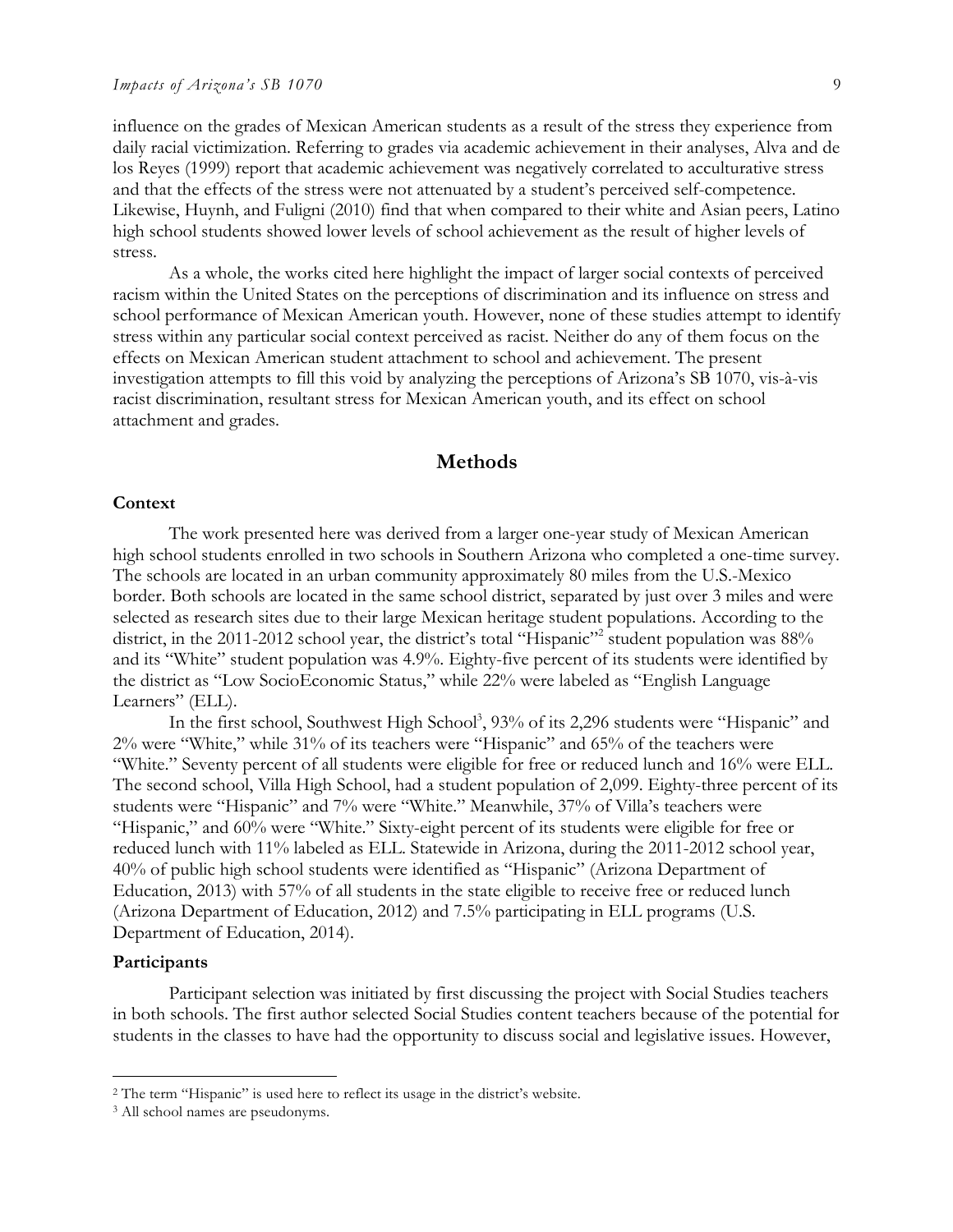influence on the grades of Mexican American students as a result of the stress they experience from daily racial victimization. Referring to grades via academic achievement in their analyses, Alva and de los Reyes (1999) report that academic achievement was negatively correlated to acculturative stress and that the effects of the stress were not attenuated by a student's perceived self-competence. Likewise, Huynh, and Fuligni (2010) find that when compared to their white and Asian peers, Latino high school students showed lower levels of school achievement as the result of higher levels of stress.

As a whole, the works cited here highlight the impact of larger social contexts of perceived racism within the United States on the perceptions of discrimination and its influence on stress and school performance of Mexican American youth. However, none of these studies attempt to identify stress within any particular social context perceived as racist. Neither do any of them focus on the effects on Mexican American student attachment to school and achievement. The present investigation attempts to fill this void by analyzing the perceptions of Arizona's SB 1070, vis-à-vis racist discrimination, resultant stress for Mexican American youth, and its effect on school attachment and grades.

## Methods

### Context

The work presented here was derived from a larger one-year study of Mexican American high school students enrolled in two schools in Southern Arizona who completed a one-time survey. The schools are located in an urban community approximately 80 miles from the U.S.-Mexico border. Both schools are located in the same school district, separated by just over 3 miles and were selected as research sites due to their large Mexican heritage student populations. According to the district, in the 2011-2012 school year, the district's total "Hispanic"[2] student population was 88% and its "White" student population was 4.9%. Eighty-five percent of its students were identified by the district as "Low SocioEconomic Status," while 22% were labeled as "English Language Learners" (ELL).

In the first school, Southwest High School[3], 93% of its 2,296 students were "Hispanic" and 2% were "White," while 31% of its teachers were "Hispanic" and 65% of the teachers were "White." Seventy percent of all students were eligible for free or reduced lunch and 16% were ELL. The second school, Villa High School, had a student population of 2,099. Eighty-three percent of its students were "Hispanic" and 7% were "White." Meanwhile, 37% of Villa's teachers were "Hispanic," and 60% were "White." Sixty-eight percent of its students were eligible for free or reduced lunch with 11% labeled as ELL. Statewide in Arizona, during the 2011-2012 school year, 40% of public high school students were identified as "Hispanic" (Arizona Department of Education, 2013) with 57% of all students in the state eligible to receive free or reduced lunch (Arizona Department of Education, 2012) and 7.5% participating in ELL programs (U.S. Department of Education, 2014).

### Participants

Participant selection was initiated by first discussing the project with Social Studies teachers in both schools. The first author selected Social Studies content teachers because of the potential for students in the classes to have had the opportunity to discuss social and legislative issues. However,

[2] The term "Hispanic" is used here to reflect its usage in the district's website.

[3] All school names are pseudonyms.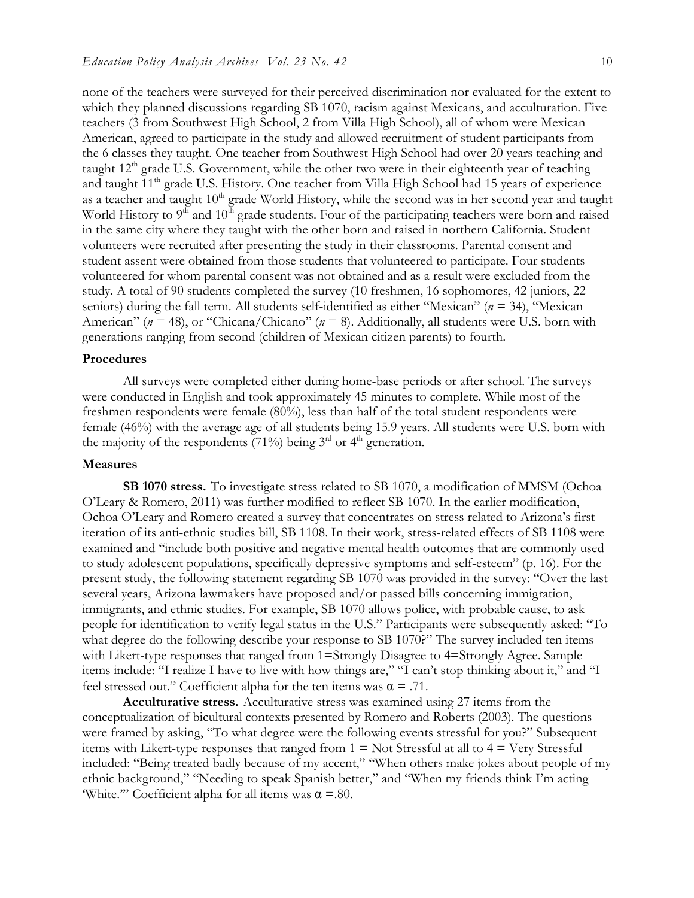none of the teachers were surveyed for their perceived discrimination nor evaluated for the extent to which they planned discussions regarding SB 1070, racism against Mexicans, and acculturation. Five teachers (3 from Southwest High School, 2 from Villa High School), all of whom were Mexican American, agreed to participate in the study and allowed recruitment of student participants from the 6 classes they taught. One teacher from Southwest High School had over 20 years teaching and taught 12th grade U.S. Government, while the other two were in their eighteenth year of teaching and taught 11th grade U.S. History. One teacher from Villa High School had 15 years of experience as a teacher and taught 10th grade World History, while the second was in her second year and taught World History to 9th and 10th grade students. Four of the participating teachers were born and raised in the same city where they taught with the other born and raised in northern California. Student volunteers were recruited after presenting the study in their classrooms. Parental consent and student assent were obtained from those students that volunteered to participate. Four students volunteered for whom parental consent was not obtained and as a result were excluded from the study. A total of 90 students completed the survey (10 freshmen, 16 sophomores, 42 juniors, 22 seniors) during the fall term. All students self-identified as either "Mexican" ($n$ = 34), "Mexican American" ($n$ = 48), or "Chicana/Chicano" ($n$ = 8). Additionally, all students were U.S. born with generations ranging from second (children of Mexican citizen parents) to fourth.

### Procedures

All surveys were completed either during home-base periods or after school. The surveys were conducted in English and took approximately 45 minutes to complete. While most of the freshmen respondents were female (80%), less than half of the total student respondents were female (46%) with the average age of all students being 15.9 years. All students were U.S. born with the majority of the respondents (71%) being 3rd or 4th generation.

### Measures

**SB 1070 stress.** To investigate stress related to SB 1070, a modification of MMSM (Ochoa O'Leary & Romero, 2011) was further modified to reflect SB 1070. In the earlier modification, Ochoa O'Leary and Romero created a survey that concentrates on stress related to Arizona's first iteration of its anti-ethnic studies bill, SB 1108. In their work, stress-related effects of SB 1108 were examined and "include both positive and negative mental health outcomes that are commonly used to study adolescent populations, specifically depressive symptoms and self-esteem" (p. 16). For the present study, the following statement regarding SB 1070 was provided in the survey: "Over the last several years, Arizona lawmakers have proposed and/or passed bills concerning immigration, immigrants, and ethnic studies. For example, SB 1070 allows police, with probable cause, to ask people for identification to verify legal status in the U.S." Participants were subsequently asked: "To what degree do the following describe your response to SB 1070?" The survey included ten items with Likert-type responses that ranged from 1=Strongly Disagree to 4=Strongly Agree. Sample items include: "I realize I have to live with how things are," "I can't stop thinking about it," and "I feel stressed out." Coefficient alpha for the ten items was $\alpha$ = .71.

**Acculturative stress.** Acculturative stress was examined using 27 items from the conceptualization of bicultural contexts presented by Romero and Roberts (2003). The questions were framed by asking, "To what degree were the following events stressful for you?" Subsequent items with Likert-type responses that ranged from 1 = Not Stressful at all to 4 = Very Stressful included: "Being treated badly because of my accent," "When others make jokes about people of my ethnic background," "Needing to speak Spanish better," and "When my friends think I'm acting 'White.'" Coefficient alpha for all items was $\alpha$ =.80.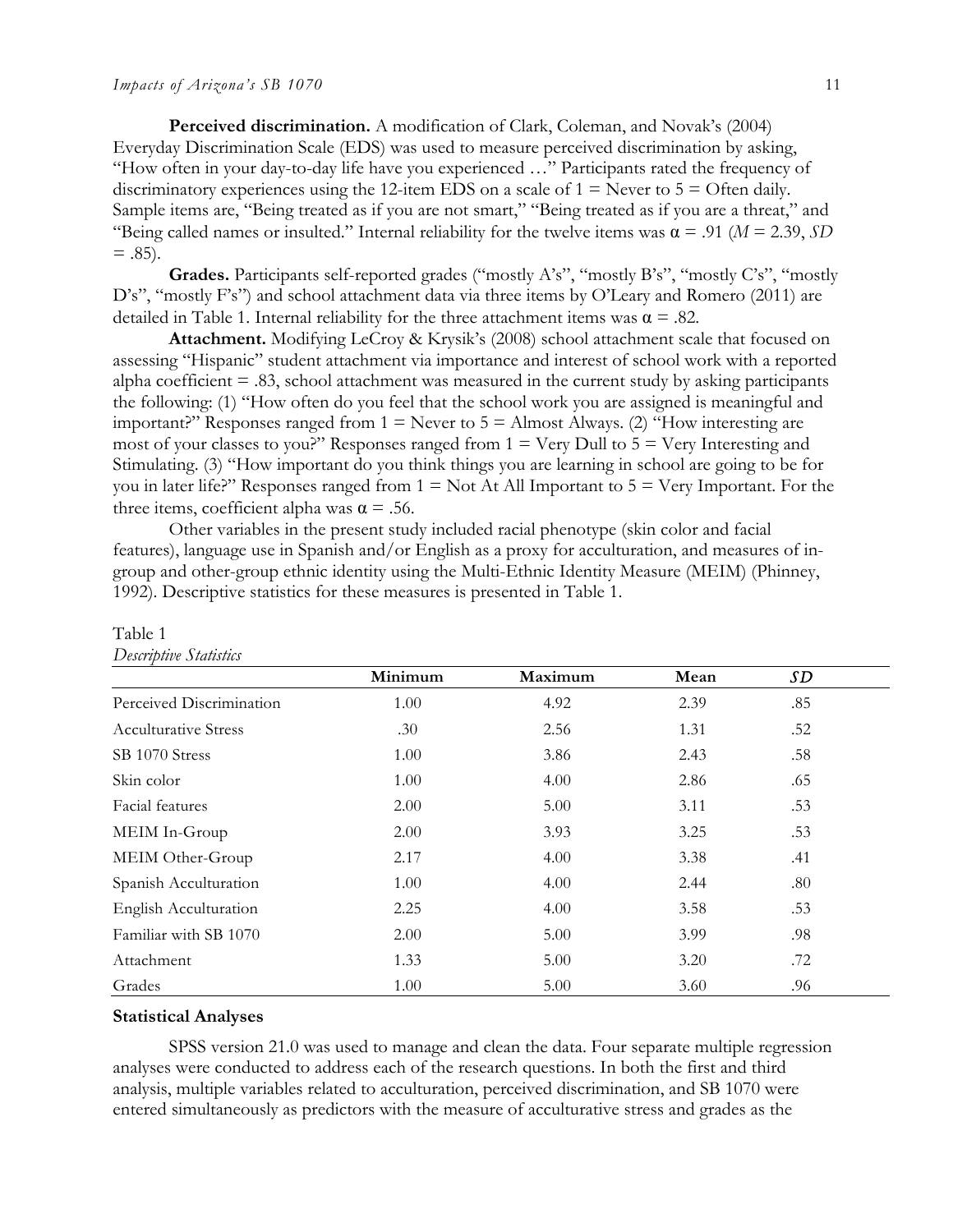**Perceived discrimination.** A modification of Clark, Coleman, and Novak's (2004) Everyday Discrimination Scale (EDS) was used to measure perceived discrimination by asking, "How often in your day-to-day life have you experienced …" Participants rated the frequency of discriminatory experiences using the 12-item EDS on a scale of 1 = Never to 5 = Often daily. Sample items are, "Being treated as if you are not smart," "Being treated as if you are a threat," and "Being called names or insulted." Internal reliability for the twelve items was $\alpha = .91$ ($M = 2.39$, $SD = .85$).

**Grades.** Participants self-reported grades ("mostly A's", "mostly B's", "mostly C's", "mostly D's", "mostly F's") and school attachment data via three items by O'Leary and Romero (2011) are detailed in Table 1. Internal reliability for the three attachment items was $\alpha = .82$.

**Attachment.** Modifying LeCroy & Krysik's (2008) school attachment scale that focused on assessing "Hispanic" student attachment via importance and interest of school work with a reported alpha coefficient = .83, school attachment was measured in the current study by asking participants the following: (1) "How often do you feel that the school work you are assigned is meaningful and important?" Responses ranged from 1 = Never to 5 = Almost Always. (2) "How interesting are most of your classes to you?" Responses ranged from 1 = Very Dull to 5 = Very Interesting and Stimulating. (3) "How important do you think things you are learning in school are going to be for you in later life?" Responses ranged from 1 = Not At All Important to 5 = Very Important. For the three items, coefficient alpha was $\alpha = .56$.

Other variables in the present study included racial phenotype (skin color and facial features), language use in Spanish and/or English as a proxy for acculturation, and measures of in-group and other-group ethnic identity using the Multi-Ethnic Identity Measure (MEIM) (Phinney, 1992). Descriptive statistics for these measures is presented in Table 1.

Table 1
*Descriptive Statistics*

| | Minimum | Maximum | Mean | *SD* |
|---|---|---|---|---|
| Perceived Discrimination | 1.00 | 4.92 | 2.39 | .85 |
| Acculturative Stress | .30 | 2.56 | 1.31 | .52 |
| SB 1070 Stress | 1.00 | 3.86 | 2.43 | .58 |
| Skin color | 1.00 | 4.00 | 2.86 | .65 |
| Facial features | 2.00 | 5.00 | 3.11 | .53 |
| MEIM In-Group | 2.00 | 3.93 | 3.25 | .53 |
| MEIM Other-Group | 2.17 | 4.00 | 3.38 | .41 |
| Spanish Acculturation | 1.00 | 4.00 | 2.44 | .80 |
| English Acculturation | 2.25 | 4.00 | 3.58 | .53 |
| Familiar with SB 1070 | 2.00 | 5.00 | 3.99 | .98 |
| Attachment | 1.33 | 5.00 | 3.20 | .72 |
| Grades | 1.00 | 5.00 | 3.60 | .96 |

**Statistical Analyses**

SPSS version 21.0 was used to manage and clean the data. Four separate multiple regression analyses were conducted to address each of the research questions. In both the first and third analysis, multiple variables related to acculturation, perceived discrimination, and SB 1070 were entered simultaneously as predictors with the measure of acculturative stress and grades as the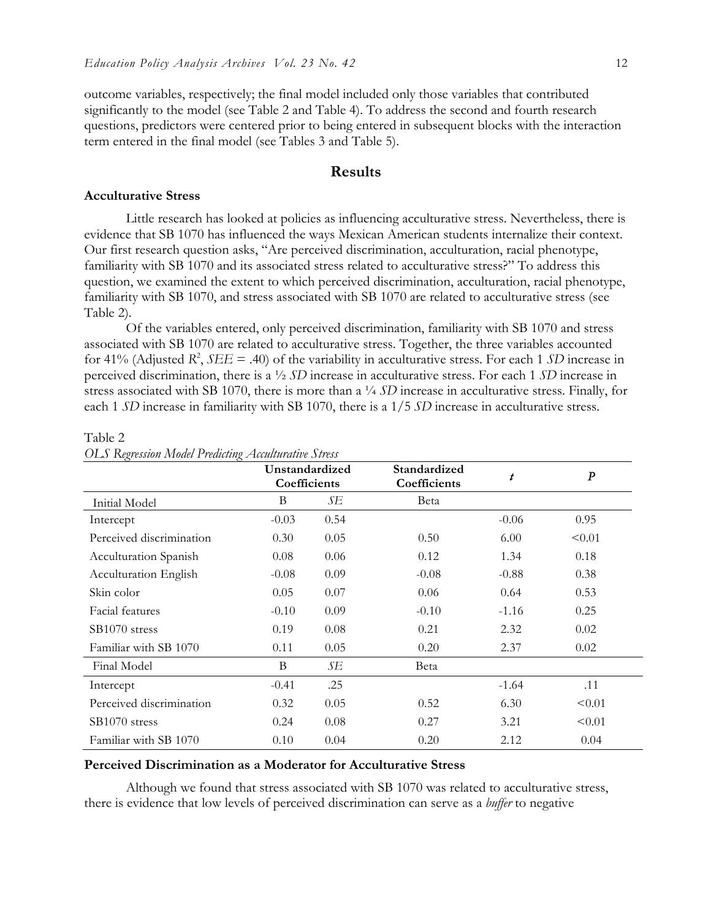outcome variables, respectively; the final model included only those variables that contributed significantly to the model (see Table 2 and Table 4). To address the second and fourth research questions, predictors were centered prior to being entered in subsequent blocks with the interaction term entered in the final model (see Tables 3 and Table 5).

## Results

### Acculturative Stress

Little research has looked at policies as influencing acculturative stress. Nevertheless, there is evidence that SB 1070 has influenced the ways Mexican American students internalize their context. Our first research question asks, "Are perceived discrimination, acculturation, racial phenotype, familiarity with SB 1070 and its associated stress related to acculturative stress?" To address this question, we examined the extent to which perceived discrimination, acculturation, racial phenotype, familiarity with SB 1070, and stress associated with SB 1070 are related to acculturative stress (see Table 2).

Of the variables entered, only perceived discrimination, familiarity with SB 1070 and stress associated with SB 1070 are related to acculturative stress. Together, the three variables accounted for 41% (Adjusted $R^2$, *SEE* = .40) of the variability in acculturative stress. For each 1 *SD* increase in perceived discrimination, there is a ½ *SD* increase in acculturative stress. For each 1 *SD* increase in stress associated with SB 1070, there is more than a ¼ *SD* increase in acculturative stress. Finally, for each 1 *SD* increase in familiarity with SB 1070, there is a 1/5 *SD* increase in acculturative stress.

Table 2
*OLS Regression Model Predicting Acculturative Stress*

| | **Unstandardized Coefficients** | | **Standardized Coefficients** | *t* | *p* |
|---|---|---|---|---|---|
| Initial Model | B | *SE* | Beta | | |
| Intercept | -0.03 | 0.54 | | -0.06 | 0.95 |
| Perceived discrimination | 0.30 | 0.05 | 0.50 | 6.00 | <0.01 |
| Acculturation Spanish | 0.08 | 0.06 | 0.12 | 1.34 | 0.18 |
| Acculturation English | -0.08 | 0.09 | -0.08 | -0.88 | 0.38 |
| Skin color | 0.05 | 0.07 | 0.06 | 0.64 | 0.53 |
| Facial features | -0.10 | 0.09 | -0.10 | -1.16 | 0.25 |
| SB1070 stress | 0.19 | 0.08 | 0.21 | 2.32 | 0.02 |
| Familiar with SB 1070 | 0.11 | 0.05 | 0.20 | 2.37 | 0.02 |
| Final Model | B | *SE* | Beta | | |
| Intercept | -0.41 | .25 | | -1.64 | .11 |
| Perceived discrimination | 0.32 | 0.05 | 0.52 | 6.30 | <0.01 |
| SB1070 stress | 0.24 | 0.08 | 0.27 | 3.21 | <0.01 |
| Familiar with SB 1070 | 0.10 | 0.04 | 0.20 | 2.12 | 0.04 |

### Perceived Discrimination as a Moderator for Acculturative Stress

Although we found that stress associated with SB 1070 was related to acculturative stress, there is evidence that low levels of perceived discrimination can serve as a *buffer* to negative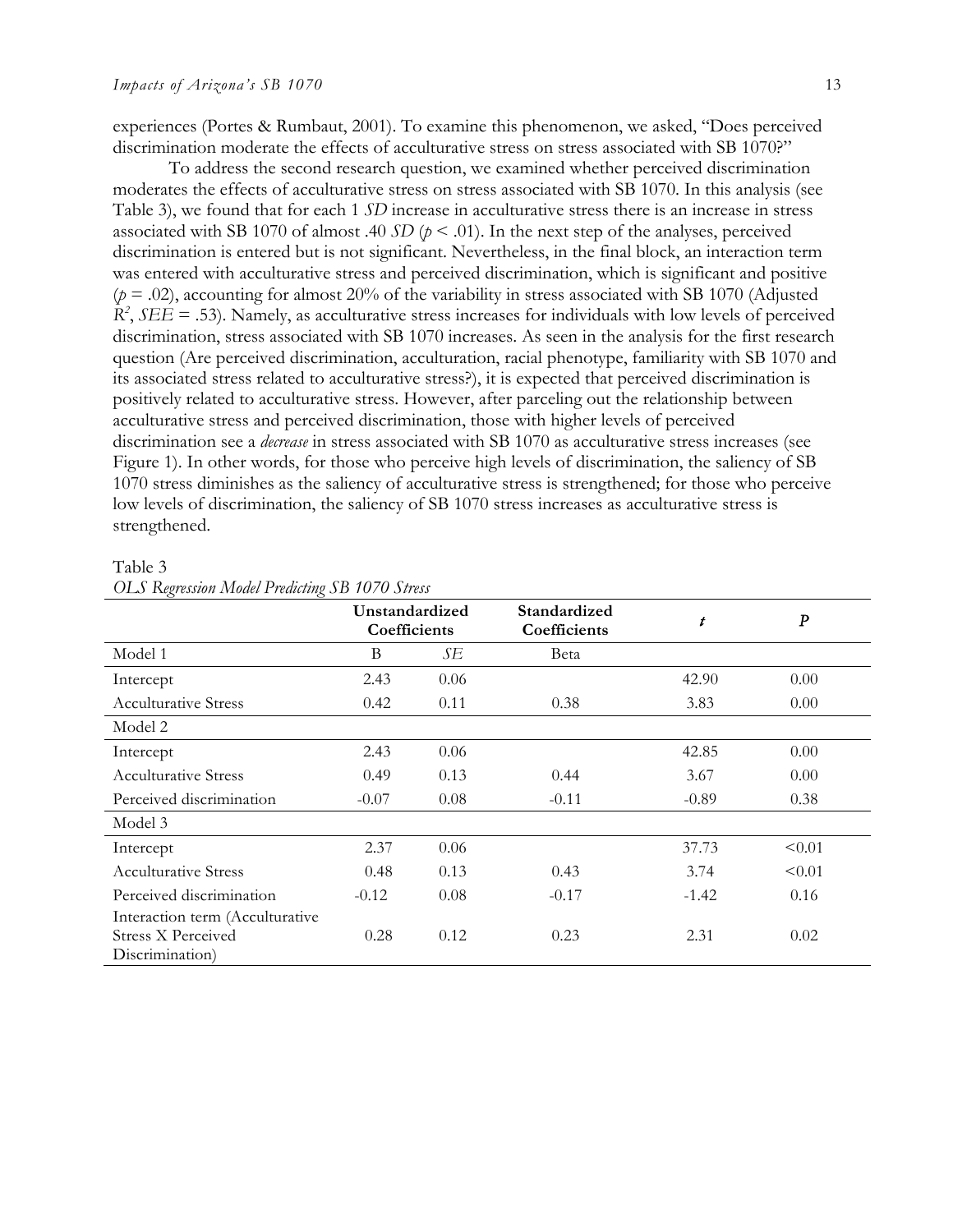experiences (Portes & Rumbaut, 2001). To examine this phenomenon, we asked, "Does perceived discrimination moderate the effects of acculturative stress on stress associated with SB 1070?"

To address the second research question, we examined whether perceived discrimination moderates the effects of acculturative stress on stress associated with SB 1070. In this analysis (see Table 3), we found that for each 1 *SD* increase in acculturative stress there is an increase in stress associated with SB 1070 of almost .40 *SD* ($p < .01$). In the next step of the analyses, perceived discrimination is entered but is not significant. Nevertheless, in the final block, an interaction term was entered with acculturative stress and perceived discrimination, which is significant and positive ($p = .02$), accounting for almost 20% of the variability in stress associated with SB 1070 (Adjusted $R^2$, $SEE = .53$). Namely, as acculturative stress increases for individuals with low levels of perceived discrimination, stress associated with SB 1070 increases. As seen in the analysis for the first research question (Are perceived discrimination, acculturation, racial phenotype, familiarity with SB 1070 and its associated stress related to acculturative stress?), it is expected that perceived discrimination is positively related to acculturative stress. However, after parceling out the relationship between acculturative stress and perceived discrimination, those with higher levels of perceived discrimination see a *decrease* in stress associated with SB 1070 as acculturative stress increases (see Figure 1). In other words, for those who perceive high levels of discrimination, the saliency of SB 1070 stress diminishes as the saliency of acculturative stress is strengthened; for those who perceive low levels of discrimination, the saliency of SB 1070 stress increases as acculturative stress is strengthened.

Table 3
*OLS Regression Model Predicting SB 1070 Stress*

| | Unstandardized Coefficients | | Standardized Coefficients | $t$ | $P$ |
|---|---|---|---|---|---|
| Model 1 | B | *SE* | Beta | | |
| Intercept | 2.43 | 0.06 | | 42.90 | 0.00 |
| Acculturative Stress | 0.42 | 0.11 | 0.38 | 3.83 | 0.00 |
| Model 2 | | | | | |
| Intercept | 2.43 | 0.06 | | 42.85 | 0.00 |
| Acculturative Stress | 0.49 | 0.13 | 0.44 | 3.67 | 0.00 |
| Perceived discrimination | -0.07 | 0.08 | -0.11 | -0.89 | 0.38 |
| Model 3 | | | | | |
| Intercept | 2.37 | 0.06 | | 37.73 | <0.01 |
| Acculturative Stress | 0.48 | 0.13 | 0.43 | 3.74 | <0.01 |
| Perceived discrimination | -0.12 | 0.08 | -0.17 | -1.42 | 0.16 |
| Interaction term (Acculturative Stress X Perceived Discrimination) | 0.28 | 0.12 | 0.23 | 2.31 | 0.02 |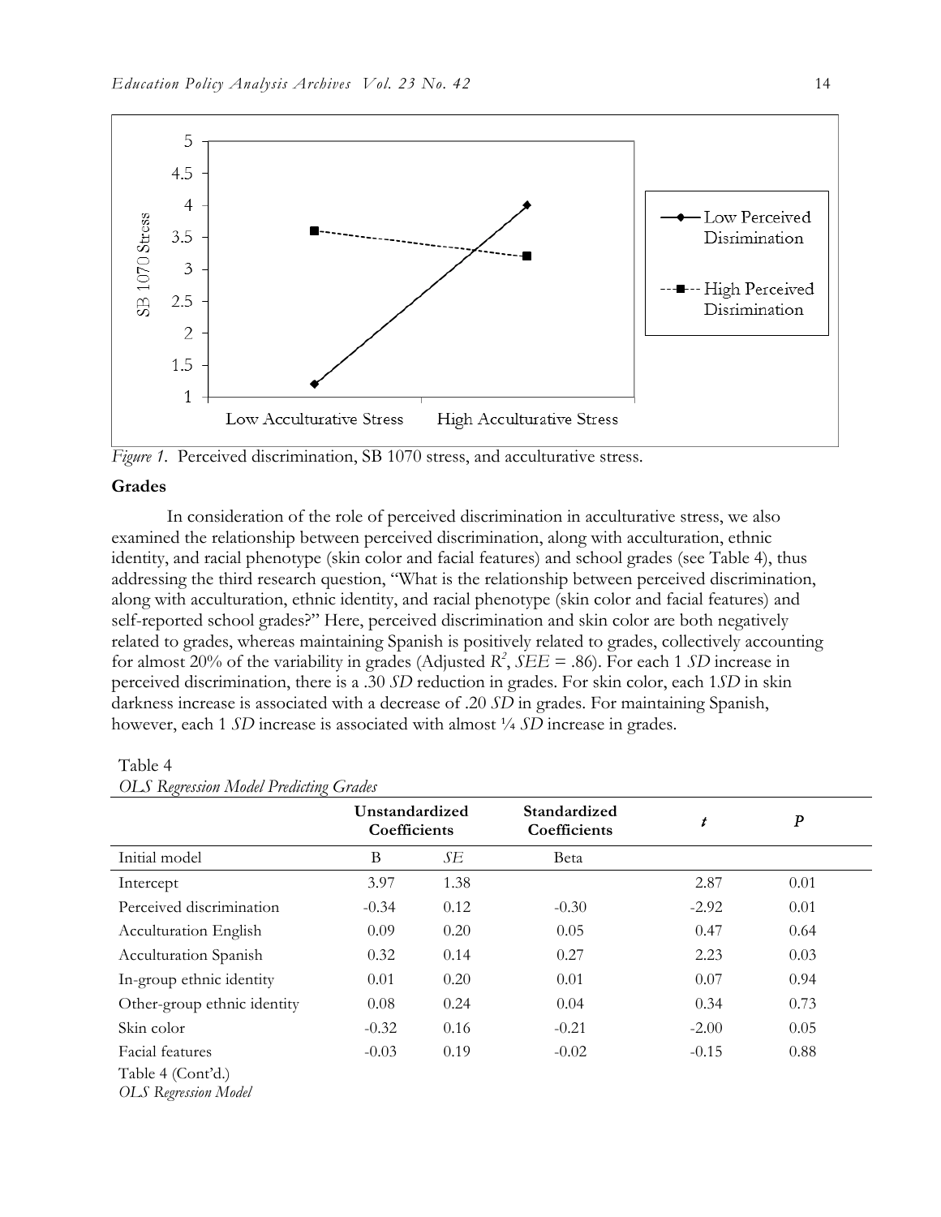*Figure 1.* Perceived discrimination, SB 1070 stress, and acculturative stress.

### Grades

In consideration of the role of perceived discrimination in acculturative stress, we also examined the relationship between perceived discrimination, along with acculturation, ethnic identity, and racial phenotype (skin color and facial features) and school grades (see Table 4), thus addressing the third research question, "What is the relationship between perceived discrimination, along with acculturation, ethnic identity, and racial phenotype (skin color and facial features) and self-reported school grades?" Here, perceived discrimination and skin color are both negatively related to grades, whereas maintaining Spanish is positively related to grades, collectively accounting for almost 20% of the variability in grades (Adjusted $R^2$, *SEE* = .86). For each 1 *SD* increase in perceived discrimination, there is a .30 *SD* reduction in grades. For skin color, each 1*SD* in skin darkness increase is associated with a decrease of .20 *SD* in grades. For maintaining Spanish, however, each 1 *SD* increase is associated with almost ¼ *SD* increase in grades.

Table 4
*OLS Regression Model Predicting Grades*

| | Unstandardized Coefficients | | Standardized Coefficients | *t* | *P* |
|---|---|---|---|---|---|
| Initial model | B | *SE* | Beta | | |
| Intercept | 3.97 | 1.38 | | 2.87 | 0.01 |
| Perceived discrimination | -0.34 | 0.12 | -0.30 | -2.92 | 0.01 |
| Acculturation English | 0.09 | 0.20 | 0.05 | 0.47 | 0.64 |
| Acculturation Spanish | 0.32 | 0.14 | 0.27 | 2.23 | 0.03 |
| In-group ethnic identity | 0.01 | 0.20 | 0.01 | 0.07 | 0.94 |
| Other-group ethnic identity | 0.08 | 0.24 | 0.04 | 0.34 | 0.73 |
| Skin color | -0.32 | 0.16 | -0.21 | -2.00 | 0.05 |
| Facial features | -0.03 | 0.19 | -0.02 | -0.15 | 0.88 |

Table 4 (Cont'd.)
*OLS Regression Model*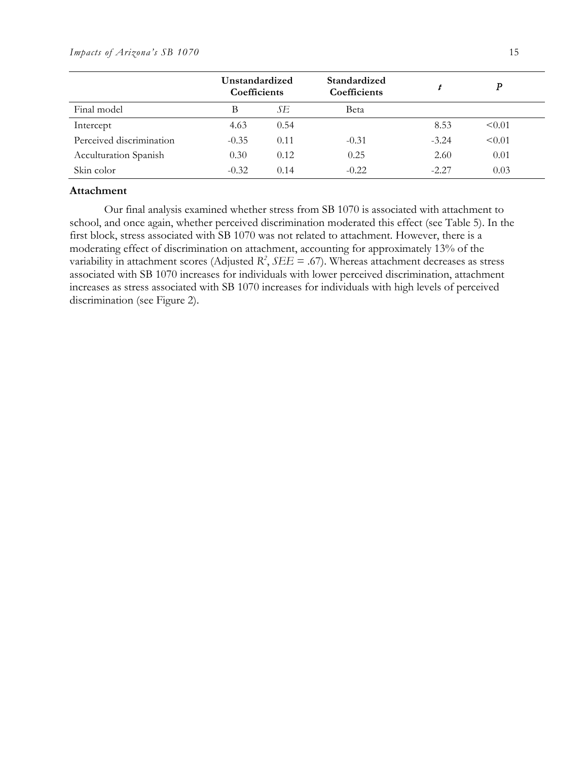| | Unstandardized Coefficients | | Standardized Coefficients | *t* | *P* |
|---|---|---|---|---|---|
| Final model | B | *SE* | Beta | | |
| Intercept | 4.63 | 0.54 | | 8.53 | <0.01 |
| Perceived discrimination | -0.35 | 0.11 | -0.31 | -3.24 | <0.01 |
| Acculturation Spanish | 0.30 | 0.12 | 0.25 | 2.60 | 0.01 |
| Skin color | -0.32 | 0.14 | -0.22 | -2.27 | 0.03 |

### Attachment

Our final analysis examined whether stress from SB 1070 is associated with attachment to school, and once again, whether perceived discrimination moderated this effect (see Table 5). In the first block, stress associated with SB 1070 was not related to attachment. However, there is a moderating effect of discrimination on attachment, accounting for approximately 13% of the variability in attachment scores (Adjusted $R^2$, $SEE$ = .67). Whereas attachment decreases as stress associated with SB 1070 increases for individuals with lower perceived discrimination, attachment increases as stress associated with SB 1070 increases for individuals with high levels of perceived discrimination (see Figure 2).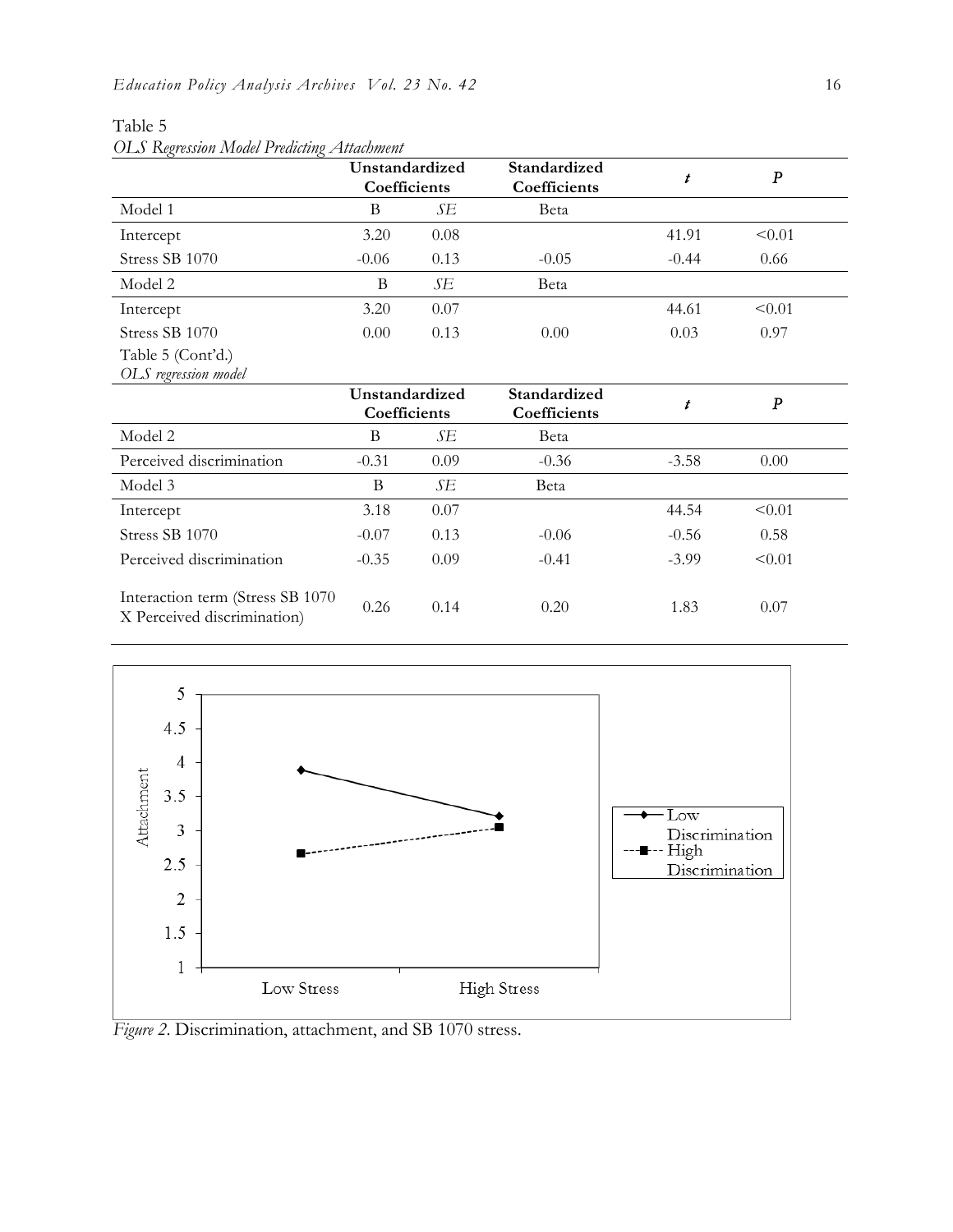Table 5

*OLS Regression Model Predicting Attachment*

| | Unstandardized Coefficients | | Standardized Coefficients | $t$ | $P$ |
|---|---|---|---|---|---|
| Model 1 | B | *SE* | Beta | | |
| Intercept | 3.20 | 0.08 | | 41.91 | <0.01 |
| Stress SB 1070 | -0.06 | 0.13 | -0.05 | -0.44 | 0.66 |
| Model 2 | B | *SE* | Beta | | |
| Intercept | 3.20 | 0.07 | | 44.61 | <0.01 |
| Stress SB 1070 | 0.00 | 0.13 | 0.00 | 0.03 | 0.97 |
| Perceived discrimination | -0.31 | 0.09 | -0.36 | -3.58 | 0.00 |
| Model 3 | B | *SE* | Beta | | |
| Intercept | 3.18 | 0.07 | | 44.54 | <0.01 |
| Stress SB 1070 | -0.07 | 0.13 | -0.06 | -0.56 | 0.58 |
| Perceived discrimination | -0.35 | 0.09 | -0.41 | -3.99 | <0.01 |
| Interaction term (Stress SB 1070 X Perceived discrimination) | 0.26 | 0.14 | 0.20 | 1.83 | 0.07 |

*Figure 2.* Discrimination, attachment, and SB 1070 stress.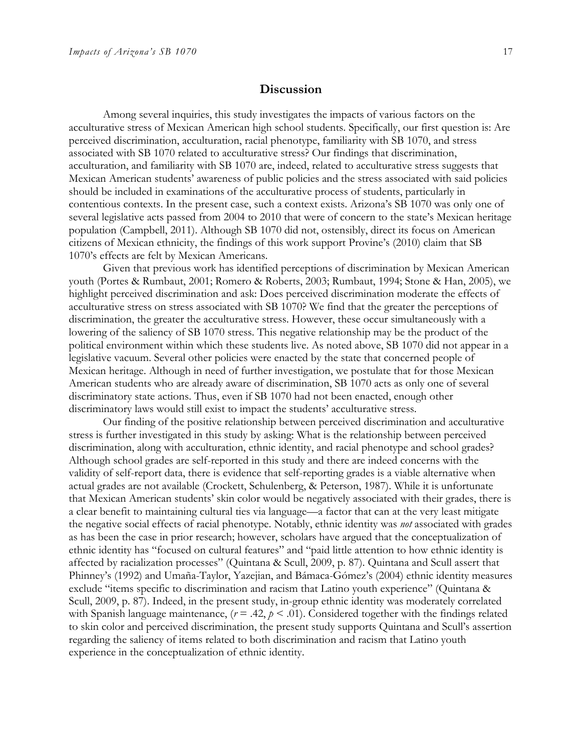## Discussion

Among several inquiries, this study investigates the impacts of various factors on the acculturative stress of Mexican American high school students. Specifically, our first question is: Are perceived discrimination, acculturation, racial phenotype, familiarity with SB 1070, and stress associated with SB 1070 related to acculturative stress? Our findings that discrimination, acculturation, and familiarity with SB 1070 are, indeed, related to acculturative stress suggests that Mexican American students' awareness of public policies and the stress associated with said policies should be included in examinations of the acculturative process of students, particularly in contentious contexts. In the present case, such a context exists. Arizona's SB 1070 was only one of several legislative acts passed from 2004 to 2010 that were of concern to the state's Mexican heritage population (Campbell, 2011). Although SB 1070 did not, ostensibly, direct its focus on American citizens of Mexican ethnicity, the findings of this work support Provine's (2010) claim that SB 1070's effects are felt by Mexican Americans.

Given that previous work has identified perceptions of discrimination by Mexican American youth (Portes & Rumbaut, 2001; Romero & Roberts, 2003; Rumbaut, 1994; Stone & Han, 2005), we highlight perceived discrimination and ask: Does perceived discrimination moderate the effects of acculturative stress on stress associated with SB 1070? We find that the greater the perceptions of discrimination, the greater the acculturative stress. However, these occur simultaneously with a lowering of the saliency of SB 1070 stress. This negative relationship may be the product of the political environment within which these students live. As noted above, SB 1070 did not appear in a legislative vacuum. Several other policies were enacted by the state that concerned people of Mexican heritage. Although in need of further investigation, we postulate that for those Mexican American students who are already aware of discrimination, SB 1070 acts as only one of several discriminatory state actions. Thus, even if SB 1070 had not been enacted, enough other discriminatory laws would still exist to impact the students' acculturative stress.

Our finding of the positive relationship between perceived discrimination and acculturative stress is further investigated in this study by asking: What is the relationship between perceived discrimination, along with acculturation, ethnic identity, and racial phenotype and school grades? Although school grades are self-reported in this study and there are indeed concerns with the validity of self-report data, there is evidence that self-reporting grades is a viable alternative when actual grades are not available (Crockett, Schulenberg, & Peterson, 1987). While it is unfortunate that Mexican American students' skin color would be negatively associated with their grades, there is a clear benefit to maintaining cultural ties via language—a factor that can at the very least mitigate the negative social effects of racial phenotype. Notably, ethnic identity was *not* associated with grades as has been the case in prior research; however, scholars have argued that the conceptualization of ethnic identity has "focused on cultural features" and "paid little attention to how ethnic identity is affected by racialization processes" (Quintana & Scull, 2009, p. 87). Quintana and Scull assert that Phinney's (1992) and Umaña-Taylor, Yazejian, and Bámaca-Gómez's (2004) ethnic identity measures exclude "items specific to discrimination and racism that Latino youth experience" (Quintana & Scull, 2009, p. 87). Indeed, in the present study, in-group ethnic identity was moderately correlated with Spanish language maintenance, ($r = .42$, $p < .01$). Considered together with the findings related to skin color and perceived discrimination, the present study supports Quintana and Scull's assertion regarding the saliency of items related to both discrimination and racism that Latino youth experience in the conceptualization of ethnic identity.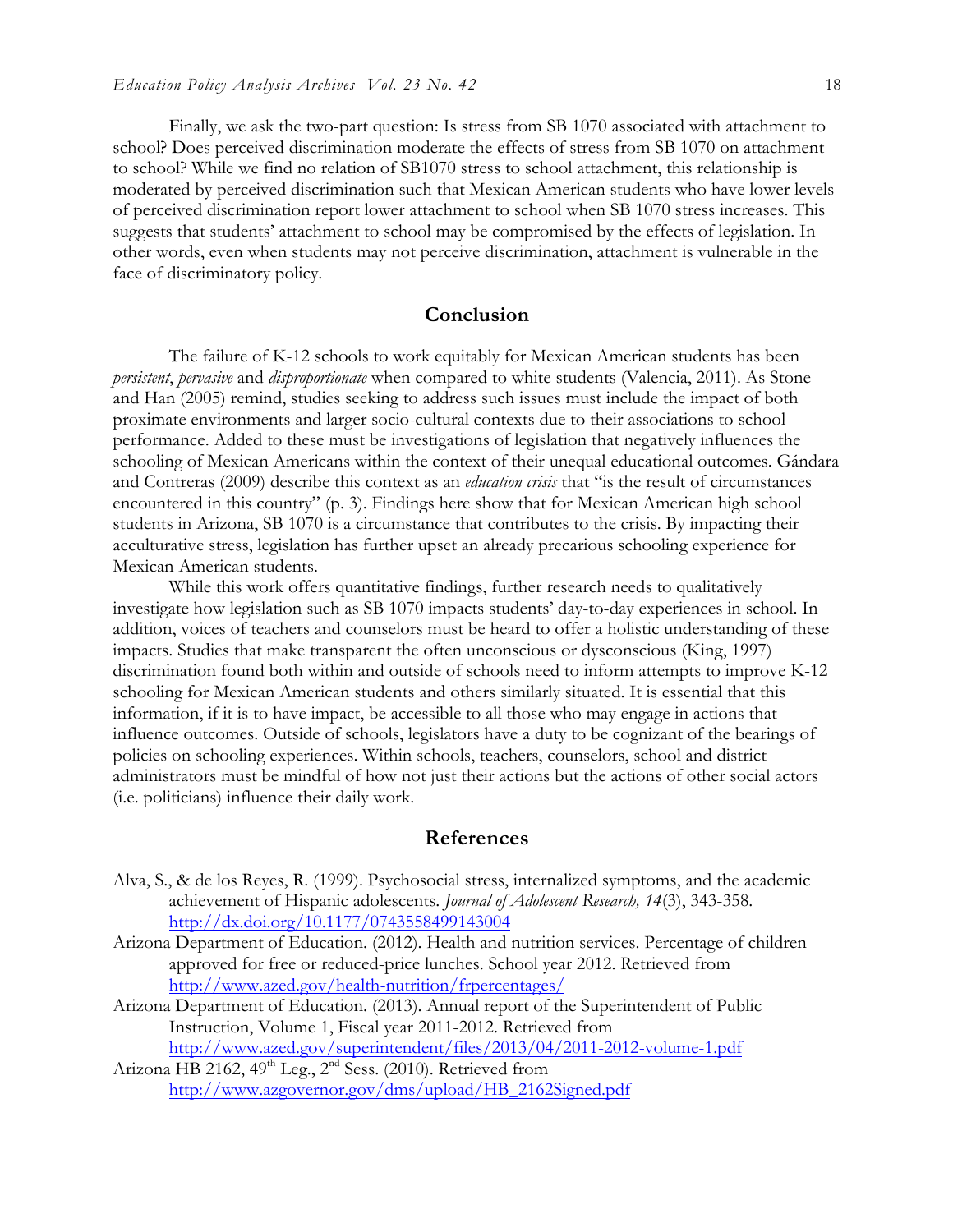Finally, we ask the two-part question: Is stress from SB 1070 associated with attachment to school? Does perceived discrimination moderate the effects of stress from SB 1070 on attachment to school? While we find no relation of SB1070 stress to school attachment, this relationship is moderated by perceived discrimination such that Mexican American students who have lower levels of perceived discrimination report lower attachment to school when SB 1070 stress increases. This suggests that students' attachment to school may be compromised by the effects of legislation. In other words, even when students may not perceive discrimination, attachment is vulnerable in the face of discriminatory policy.

## Conclusion

The failure of K-12 schools to work equitably for Mexican American students has been *persistent*, *pervasive* and *disproportionate* when compared to white students (Valencia, 2011). As Stone and Han (2005) remind, studies seeking to address such issues must include the impact of both proximate environments and larger socio-cultural contexts due to their associations to school performance. Added to these must be investigations of legislation that negatively influences the schooling of Mexican Americans within the context of their unequal educational outcomes. Gándara and Contreras (2009) describe this context as an *education crisis* that "is the result of circumstances encountered in this country" (p. 3). Findings here show that for Mexican American high school students in Arizona, SB 1070 is a circumstance that contributes to the crisis. By impacting their acculturative stress, legislation has further upset an already precarious schooling experience for Mexican American students.

While this work offers quantitative findings, further research needs to qualitatively investigate how legislation such as SB 1070 impacts students' day-to-day experiences in school. In addition, voices of teachers and counselors must be heard to offer a holistic understanding of these impacts. Studies that make transparent the often unconscious or dysconscious (King, 1997) discrimination found both within and outside of schools need to inform attempts to improve K-12 schooling for Mexican American students and others similarly situated. It is essential that this information, if it is to have impact, be accessible to all those who may engage in actions that influence outcomes. Outside of schools, legislators have a duty to be cognizant of the bearings of policies on schooling experiences. Within schools, teachers, counselors, school and district administrators must be mindful of how not just their actions but the actions of other social actors (i.e. politicians) influence their daily work.

## References

Alva, S., & de los Reyes, R. (1999). Psychosocial stress, internalized symptoms, and the academic achievement of Hispanic adolescents. *Journal of Adolescent Research, 14*(3), 343-358. http://dx.doi.org/10.1177/0743558499143004

Arizona Department of Education. (2012). Health and nutrition services. Percentage of children approved for free or reduced-price lunches. School year 2012. Retrieved from http://www.azed.gov/health-nutrition/frpercentages/

Arizona Department of Education. (2013). Annual report of the Superintendent of Public Instruction, Volume 1, Fiscal year 2011-2012. Retrieved from http://www.azed.gov/superintendent/files/2013/04/2011-2012-volume-1.pdf

Arizona HB 2162, 49th Leg., 2nd Sess. (2010). Retrieved from http://www.azgovernor.gov/dms/upload/HB_2162Signed.pdf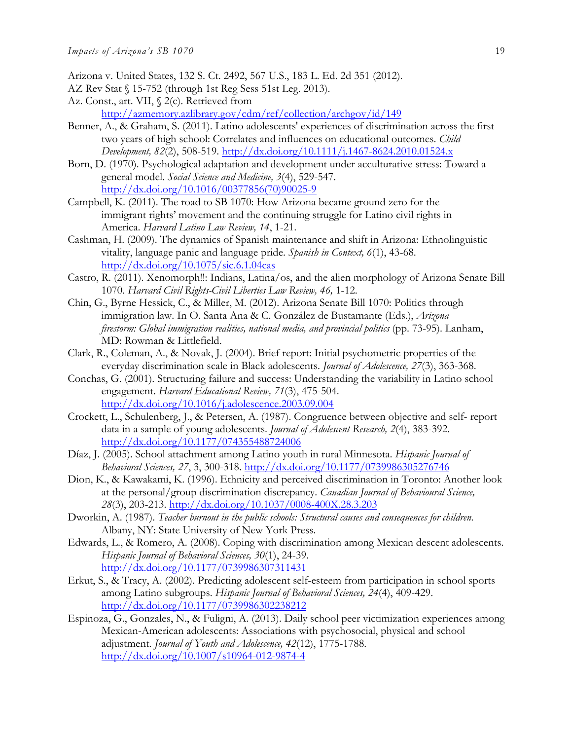Arizona v. United States, 132 S. Ct. 2492, 567 U.S., 183 L. Ed. 2d 351 (2012).

AZ Rev Stat § 15-752 (through 1st Reg Sess 51st Leg. 2013).

Az. Const., art. VII, § 2(c). Retrieved from http://azmemory.azlibrary.gov/cdm/ref/collection/archgov/id/149

Benner, A., & Graham, S. (2011). Latino adolescents' experiences of discrimination across the first two years of high school: Correlates and influences on educational outcomes. *Child Development, 82*(2), 508-519. http://dx.doi.org/10.1111/j.1467-8624.2010.01524.x

Born, D. (1970). Psychological adaptation and development under acculturative stress: Toward a general model. *Social Science and Medicine, 3*(4), 529-547. http://dx.doi.org/10.1016/00377856(70)90025-9

Campbell, K. (2011). The road to SB 1070: How Arizona became ground zero for the immigrant rights' movement and the continuing struggle for Latino civil rights in America. *Harvard Latino Law Review, 14*, 1-21.

Cashman, H. (2009). The dynamics of Spanish maintenance and shift in Arizona: Ethnolinguistic vitality, language panic and language pride. *Spanish in Context, 6*(1), 43-68. http://dx.doi.org/10.1075/sic.6.1.04cas

Castro, R. (2011). Xenomorph!!: Indians, Latina/os, and the alien morphology of Arizona Senate Bill 1070. *Harvard Civil Rights-Civil Liberties Law Review, 46,* 1-12.

Chin, G., Byrne Hessick, C., & Miller, M. (2012). Arizona Senate Bill 1070: Politics through immigration law. In O. Santa Ana & C. González de Bustamante (Eds.), *Arizona firestorm: Global immigration realities, national media, and provincial politics* (pp. 73-95). Lanham, MD: Rowman & Littlefield.

Clark, R., Coleman, A., & Novak, J. (2004). Brief report: Initial psychometric properties of the everyday discrimination scale in Black adolescents. *Journal of Adolescence, 27*(3), 363-368.

Conchas, G. (2001). Structuring failure and success: Understanding the variability in Latino school engagement. *Harvard Educational Review, 71*(3), 475-504. http://dx.doi.org/10.1016/j.adolescence.2003.09.004

Crockett, L., Schulenberg, J., & Petersen, A. (1987). Congruence between objective and self- report data in a sample of young adolescents. *Journal of Adolescent Research, 2*(4), 383-392. http://dx.doi.org/10.1177/074355488724006

Díaz, J. (2005). School attachment among Latino youth in rural Minnesota. *Hispanic Journal of Behavioral Sciences, 27*, 3, 300-318. http://dx.doi.org/10.1177/0739986305276746

Dion, K., & Kawakami, K. (1996). Ethnicity and perceived discrimination in Toronto: Another look at the personal/group discrimination discrepancy. *Canadian Journal of Behavioural Science, 28*(3), 203-213. http://dx.doi.org/10.1037/0008-400X.28.3.203

Dworkin, A. (1987). *Teacher burnout in the public schools: Structural causes and consequences for children.* Albany, NY: State University of New York Press.

Edwards, L., & Romero, A. (2008). Coping with discrimination among Mexican descent adolescents. *Hispanic Journal of Behavioral Sciences, 30*(1), 24-39. http://dx.doi.org/10.1177/0739986307311431

Erkut, S., & Tracy, A. (2002). Predicting adolescent self-esteem from participation in school sports among Latino subgroups. *Hispanic Journal of Behavioral Sciences, 24*(4), 409-429. http://dx.doi.org/10.1177/0739986302238212

Espinoza, G., Gonzales, N., & Fuligni, A. (2013). Daily school peer victimization experiences among Mexican-American adolescents: Associations with psychosocial, physical and school adjustment. *Journal of Youth and Adolescence, 42*(12), 1775-1788. http://dx.doi.org/10.1007/s10964-012-9874-4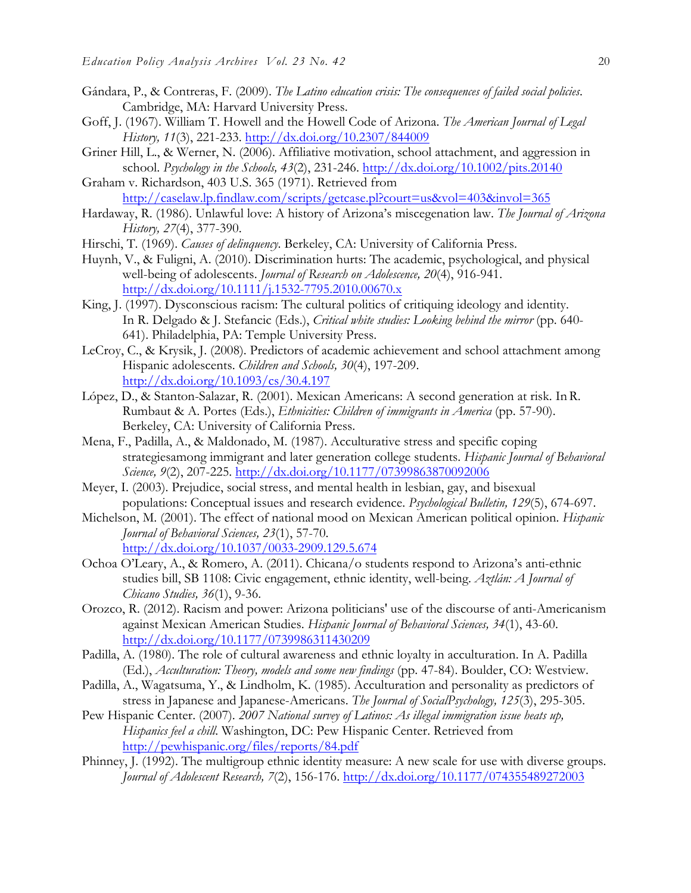Gándara, P., & Contreras, F. (2009). *The Latino education crisis: The consequences of failed social policies*. Cambridge, MA: Harvard University Press.

Goff, J. (1967). William T. Howell and the Howell Code of Arizona. *The American Journal of Legal History, 11*(3), 221-233. http://dx.doi.org/10.2307/844009

Griner Hill, L., & Werner, N. (2006). Affiliative motivation, school attachment, and aggression in school. *Psychology in the Schools, 43*(2), 231-246. http://dx.doi.org/10.1002/pits.20140

Graham v. Richardson, 403 U.S. 365 (1971). Retrieved from http://caselaw.lp.findlaw.com/scripts/getcase.pl?court=us&vol=403&invol=365

Hardaway, R. (1986). Unlawful love: A history of Arizona's miscegenation law. *The Journal of Arizona History, 27*(4), 377-390.

Hirschi, T. (1969). *Causes of delinquency*. Berkeley, CA: University of California Press.

Huynh, V., & Fuligni, A. (2010). Discrimination hurts: The academic, psychological, and physical well-being of adolescents. *Journal of Research on Adolescence, 20*(4), 916-941. http://dx.doi.org/10.1111/j.1532-7795.2010.00670.x

King, J. (1997). Dysconscious racism: The cultural politics of critiquing ideology and identity. In R. Delgado & J. Stefancic (Eds.), *Critical white studies: Looking behind the mirror* (pp. 640-641). Philadelphia, PA: Temple University Press.

LeCroy, C., & Krysik, J. (2008). Predictors of academic achievement and school attachment among Hispanic adolescents. *Children and Schools, 30*(4), 197-209. http://dx.doi.org/10.1093/cs/30.4.197

López, D., & Stanton-Salazar, R. (2001). Mexican Americans: A second generation at risk. In R. Rumbaut & A. Portes (Eds.), *Ethnicities: Children of immigrants in America* (pp. 57-90). Berkeley, CA: University of California Press.

Mena, F., Padilla, A., & Maldonado, M. (1987). Acculturative stress and specific coping strategiesamong immigrant and later generation college students. *Hispanic Journal of Behavioral Science, 9*(2), 207-225. http://dx.doi.org/10.1177/07399863870092006

Meyer, I. (2003). Prejudice, social stress, and mental health in lesbian, gay, and bisexual populations: Conceptual issues and research evidence. *Psychological Bulletin, 129*(5), 674-697.

Michelson, M. (2001). The effect of national mood on Mexican American political opinion. *Hispanic Journal of Behavioral Sciences, 23*(1), 57-70. http://dx.doi.org/10.1037/0033-2909.129.5.674

Ochoa O'Leary, A., & Romero, A. (2011). Chicana/o students respond to Arizona's anti-ethnic studies bill, SB 1108: Civic engagement, ethnic identity, well-being. *Aztlán: A Journal of Chicano Studies, 36*(1), 9-36.

Orozco, R. (2012). Racism and power: Arizona politicians' use of the discourse of anti-Americanism against Mexican American Studies. *Hispanic Journal of Behavioral Sciences, 34*(1), 43-60. http://dx.doi.org/10.1177/0739986311430209

Padilla, A. (1980). The role of cultural awareness and ethnic loyalty in acculturation. In A. Padilla (Ed.), *Acculturation: Theory, models and some new findings* (pp. 47-84). Boulder, CO: Westview.

Padilla, A., Wagatsuma, Y., & Lindholm, K. (1985). Acculturation and personality as predictors of stress in Japanese and Japanese-Americans. *The Journal of SocialPsychology, 125*(3), 295-305.

Pew Hispanic Center. (2007). *2007 National survey of Latinos: As illegal immigration issue heats up, Hispanics feel a chill*. Washington, DC: Pew Hispanic Center. Retrieved from http://pewhispanic.org/files/reports/84.pdf

Phinney, J. (1992). The multigroup ethnic identity measure: A new scale for use with diverse groups. *Journal of Adolescent Research, 7*(2), 156-176. http://dx.doi.org/10.1177/074355489272003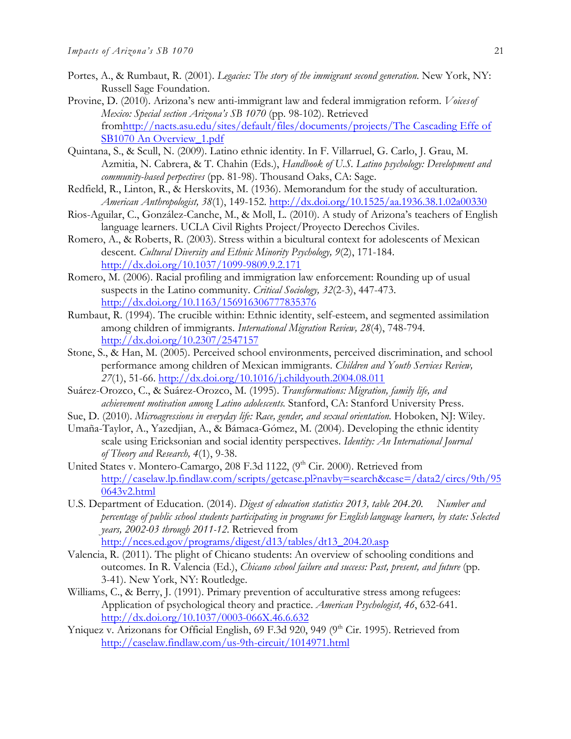Portes, A., & Rumbaut, R. (2001). *Legacies: The story of the immigrant second generation*. New York, NY: Russell Sage Foundation.

Provine, D. (2010). Arizona's new anti-immigrant law and federal immigration reform. *Voices of Mexico: Special section Arizona's SB 1070* (pp. 98-102). Retrieved from http://nacts.asu.edu/sites/default/files/documents/projects/The Cascading Effe of SB1070 An Overview_1.pdf

Quintana, S., & Scull, N. (2009). Latino ethnic identity. In F. Villarruel, G. Carlo, J. Grau, M. Azmitia, N. Cabrera, & T. Chahin (Eds.), *Handbook of U.S. Latino psychology: Development and community-based perpectives* (pp. 81-98). Thousand Oaks, CA: Sage.

Redfield, R., Linton, R., & Herskovits, M. (1936). Memorandum for the study of acculturation. *American Anthropologist, 38*(1), 149-152. http://dx.doi.org/10.1525/aa.1936.38.1.02a00330

Rios-Aguilar, C., González-Canche, M., & Moll, L. (2010). A study of Arizona's teachers of English language learners. UCLA Civil Rights Project/Proyecto Derechos Civiles.

Romero, A., & Roberts, R. (2003). Stress within a bicultural context for adolescents of Mexican descent. *Cultural Diversity and Ethnic Minority Psychology, 9*(2), 171-184. http://dx.doi.org/10.1037/1099-9809.9.2.171

Romero, M. (2006). Racial profiling and immigration law enforcement: Rounding up of usual suspects in the Latino community. *Critical Sociology, 32*(2-3), 447-473. http://dx.doi.org/10.1163/156916306777835376

Rumbaut, R. (1994). The crucible within: Ethnic identity, self-esteem, and segmented assimilation among children of immigrants. *International Migration Review, 28*(4), 748-794. http://dx.doi.org/10.2307/2547157

Stone, S., & Han, M. (2005). Perceived school environments, perceived discrimination, and school performance among children of Mexican immigrants. *Children and Youth Services Review, 27*(1), 51-66. http://dx.doi.org/10.1016/j.childyouth.2004.08.011

Suárez-Orozco, C., & Suárez-Orozco, M. (1995). *Transformations: Migration, family life, and achievement motivation among Latino adolescents.* Stanford, CA: Stanford University Press.

Sue, D. (2010). *Microaggressions in everyday life: Race, gender, and sexual orientation.* Hoboken, NJ: Wiley.

Umaña-Taylor, A., Yazedjian, A., & Bámaca-Gómez, M. (2004). Developing the ethnic identity scale using Ericksonian and social identity perspectives. *Identity: An International Journal of Theory and Research, 4*(1), 9-38.

United States v. Montero-Camargo, 208 F.3d 1122, (9th Cir. 2000). Retrieved from http://caselaw.lp.findlaw.com/scripts/getcase.pl?navby=search&case=/data2/circs/9th/950643v2.html

U.S. Department of Education. (2014). *Digest of education statistics 2013, table 204.20. Number and percentage of public school students participating in programs for English language learners, by state: Selected years, 2002-03 through 2011-12.* Retrieved from http://nces.ed.gov/programs/digest/d13/tables/dt13_204.20.asp

Valencia, R. (2011). The plight of Chicano students: An overview of schooling conditions and outcomes. In R. Valencia (Ed.), *Chicano school failure and success: Past, present, and future* (pp. 3-41). New York, NY: Routledge.

Williams, C., & Berry, J. (1991). Primary prevention of acculturative stress among refugees: Application of psychological theory and practice. *American Psychologist, 46*, 632-641. http://dx.doi.org/10.1037/0003-066X.46.6.632

Yniquez v. Arizonans for Official English, 69 F.3d 920, 949 (9th Cir. 1995). Retrieved from http://caselaw.findlaw.com/us-9th-circuit/1014971.html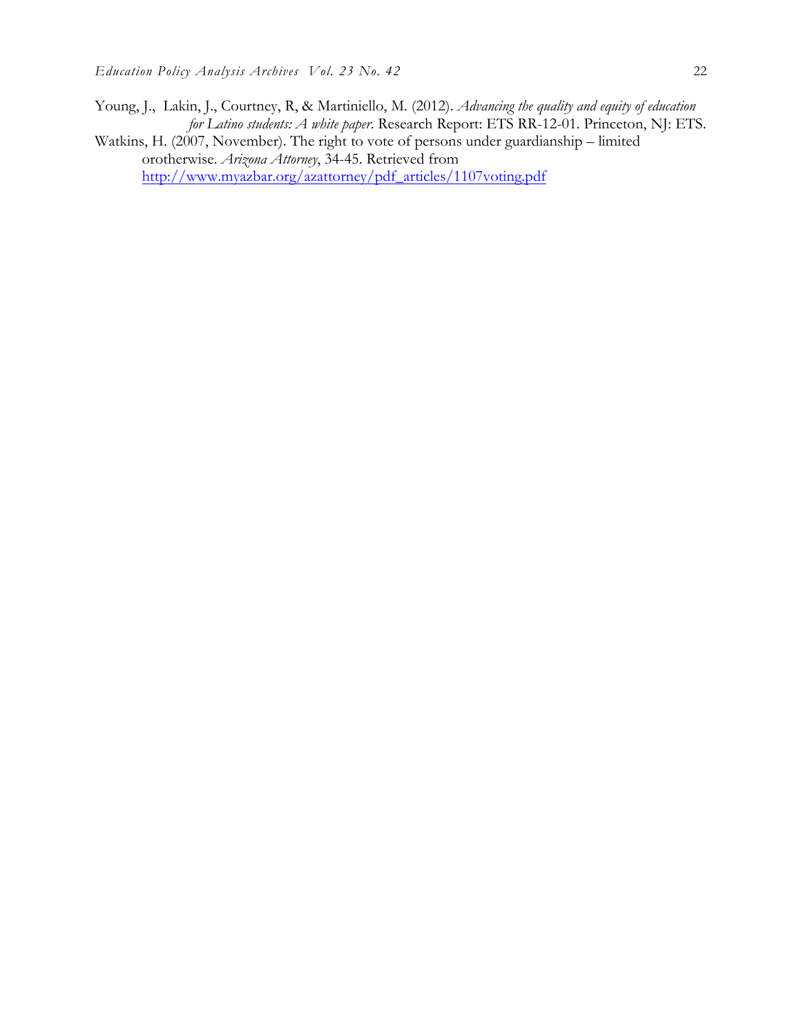Young, J., Lakin, J., Courtney, R, & Martiniello, M. (2012). *Advancing the quality and equity of education for Latino students: A white paper*. Research Report: ETS RR-12-01. Princeton, NJ: ETS.

Watkins, H. (2007, November). The right to vote of persons under guardianship – limited orotherwise. *Arizona Attorney*, 34-45. Retrieved from http://www.myazbar.org/azattorney/pdf_articles/1107voting.pdf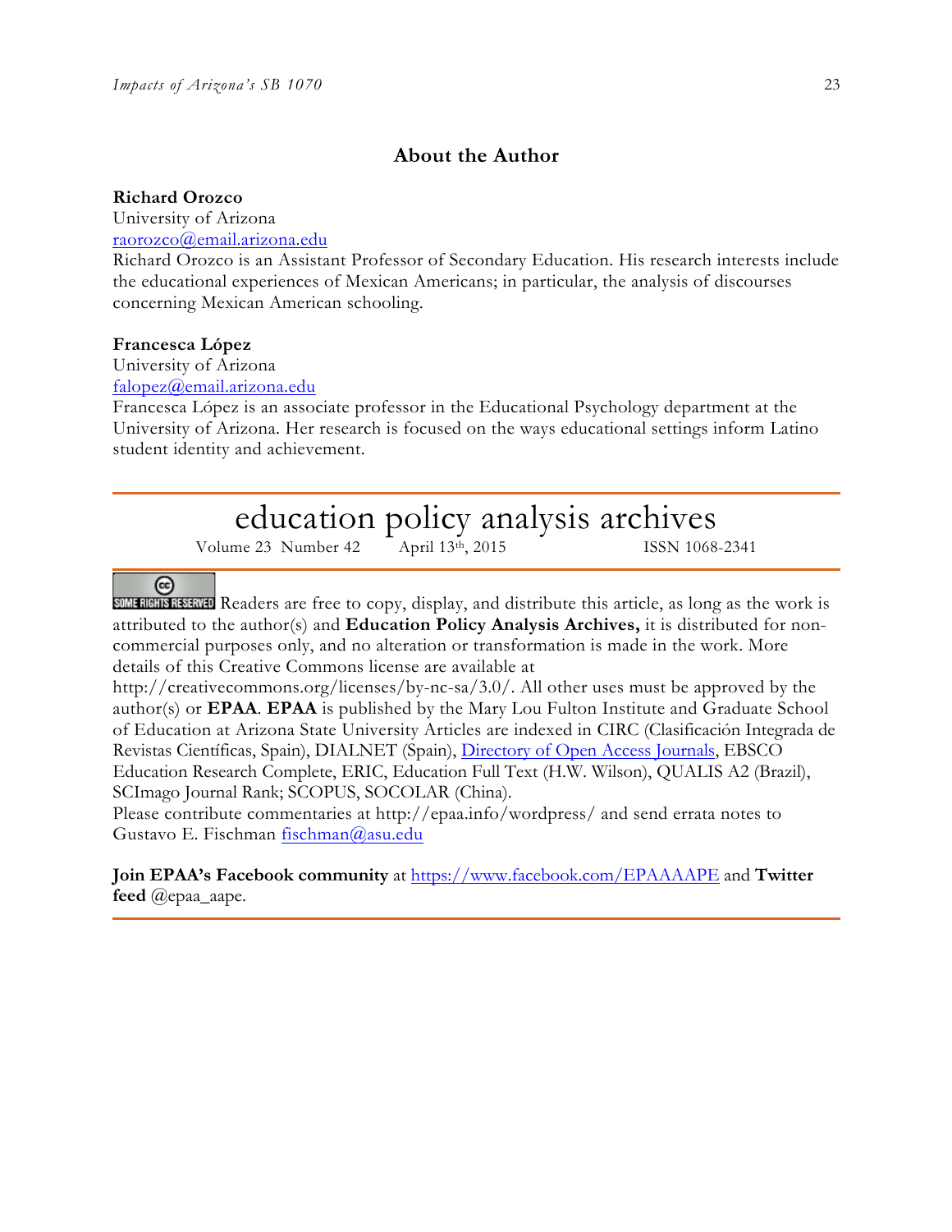## About the Author

**Richard Orozco**
University of Arizona
raorozco@email.arizona.edu
Richard Orozco is an Assistant Professor of Secondary Education. His research interests include the educational experiences of Mexican Americans; in particular, the analysis of discourses concerning Mexican American schooling.

**Francesca López**
University of Arizona
falopez@email.arizona.edu
Francesca López is an associate professor in the Educational Psychology department at the University of Arizona. Her research is focused on the ways educational settings inform Latino student identity and achievement.

---

# education policy analysis archives

Volume 23 Number 42 April 13th, 2015 ISSN 1068-2341

---

SOME RIGHTS RESERVED Readers are free to copy, display, and distribute this article, as long as the work is attributed to the author(s) and **Education Policy Analysis Archives,** it is distributed for non-commercial purposes only, and no alteration or transformation is made in the work. More details of this Creative Commons license are available at http://creativecommons.org/licenses/by-nc-sa/3.0/. All other uses must be approved by the author(s) or **EPAA**. **EPAA** is published by the Mary Lou Fulton Institute and Graduate School of Education at Arizona State University Articles are indexed in CIRC (Clasificación Integrada de Revistas Científicas, Spain), DIALNET (Spain), Directory of Open Access Journals, EBSCO Education Research Complete, ERIC, Education Full Text (H.W. Wilson), QUALIS A2 (Brazil), SCImago Journal Rank; SCOPUS, SOCOLAR (China).
Please contribute commentaries at http://epaa.info/wordpress/ and send errata notes to Gustavo E. Fischman fischman@asu.edu

**Join EPAA's Facebook community** at https://www.facebook.com/EPAAAAPE and **Twitter feed** @epaa_aape.

---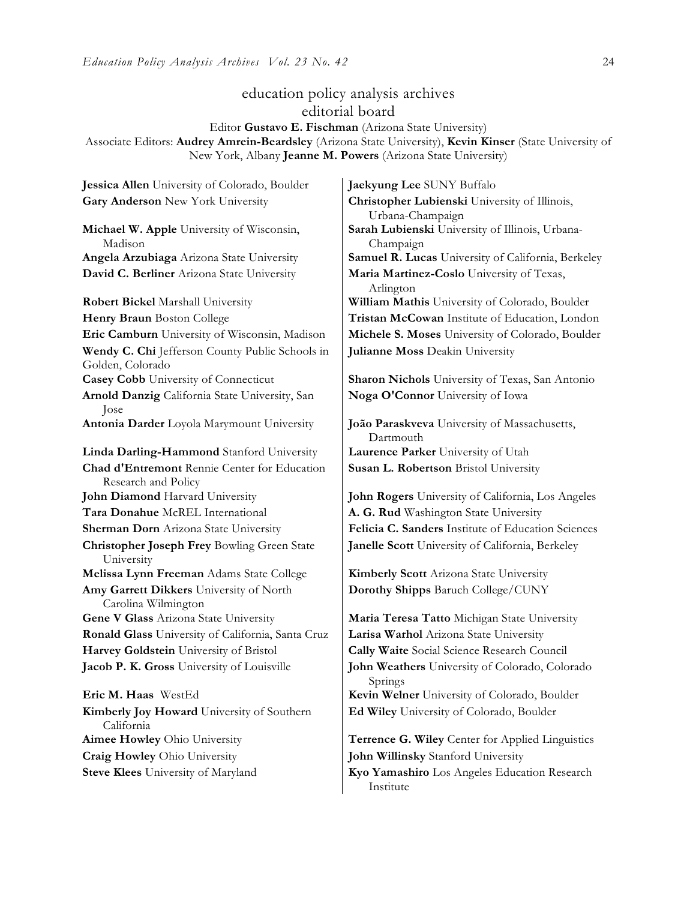# education policy analysis archives
## editorial board

Editor **Gustavo E. Fischman** (Arizona State University)

Associate Editors: **Audrey Amrein-Beardsley** (Arizona State University), **Kevin Kinser** (State University of New York, Albany **Jeanne M. Powers** (Arizona State University)

**Jessica Allen** University of Colorado, Boulder

**Gary Anderson** New York University

**Michael W. Apple** University of Wisconsin, Madison

**Angela Arzubiaga** Arizona State University

**David C. Berliner** Arizona State University

**Robert Bickel** Marshall University

**Henry Braun** Boston College

**Eric Camburn** University of Wisconsin, Madison

**Wendy C. Chi** Jefferson County Public Schools in Golden, Colorado

**Casey Cobb** University of Connecticut

**Arnold Danzig** California State University, San Jose

**Antonia Darder** Loyola Marymount University

**Linda Darling-Hammond** Stanford University

**Chad d'Entremont** Rennie Center for Education Research and Policy

**John Diamond** Harvard University

**Tara Donahue** McREL International

**Sherman Dorn** Arizona State University

**Christopher Joseph Frey** Bowling Green State University

**Melissa Lynn Freeman** Adams State College

**Amy Garrett Dikkers** University of North Carolina Wilmington

**Gene V Glass** Arizona State University

**Ronald Glass** University of California, Santa Cruz

**Harvey Goldstein** University of Bristol

**Jacob P. K. Gross** University of Louisville

**Eric M. Haas** WestEd

**Kimberly Joy Howard** University of Southern California

**Aimee Howley** Ohio University

**Craig Howley** Ohio University

**Steve Klees** University of Maryland

**Jaekyung Lee** SUNY Buffalo

**Christopher Lubienski** University of Illinois, Urbana-Champaign

**Sarah Lubienski** University of Illinois, Urbana-Champaign

**Samuel R. Lucas** University of California, Berkeley

**Maria Martinez-Coslo** University of Texas, Arlington

**William Mathis** University of Colorado, Boulder

**Tristan McCowan** Institute of Education, London

**Michele S. Moses** University of Colorado, Boulder

**Julianne Moss** Deakin University

**Sharon Nichols** University of Texas, San Antonio

**Noga O'Connor** University of Iowa

**João Paraskveva** University of Massachusetts, Dartmouth

**Laurence Parker** University of Utah

**Susan L. Robertson** Bristol University

**John Rogers** University of California, Los Angeles

**A. G. Rud** Washington State University

**Felicia C. Sanders** Institute of Education Sciences

**Janelle Scott** University of California, Berkeley

**Kimberly Scott** Arizona State University

**Dorothy Shipps** Baruch College/CUNY

**Maria Teresa Tatto** Michigan State University

**Larisa Warhol** Arizona State University

**Cally Waite** Social Science Research Council

**John Weathers** University of Colorado, Colorado Springs

**Kevin Welner** University of Colorado, Boulder

**Ed Wiley** University of Colorado, Boulder

**Terrence G. Wiley** Center for Applied Linguistics

**John Willinsky** Stanford University

**Kyo Yamashiro** Los Angeles Education Research Institute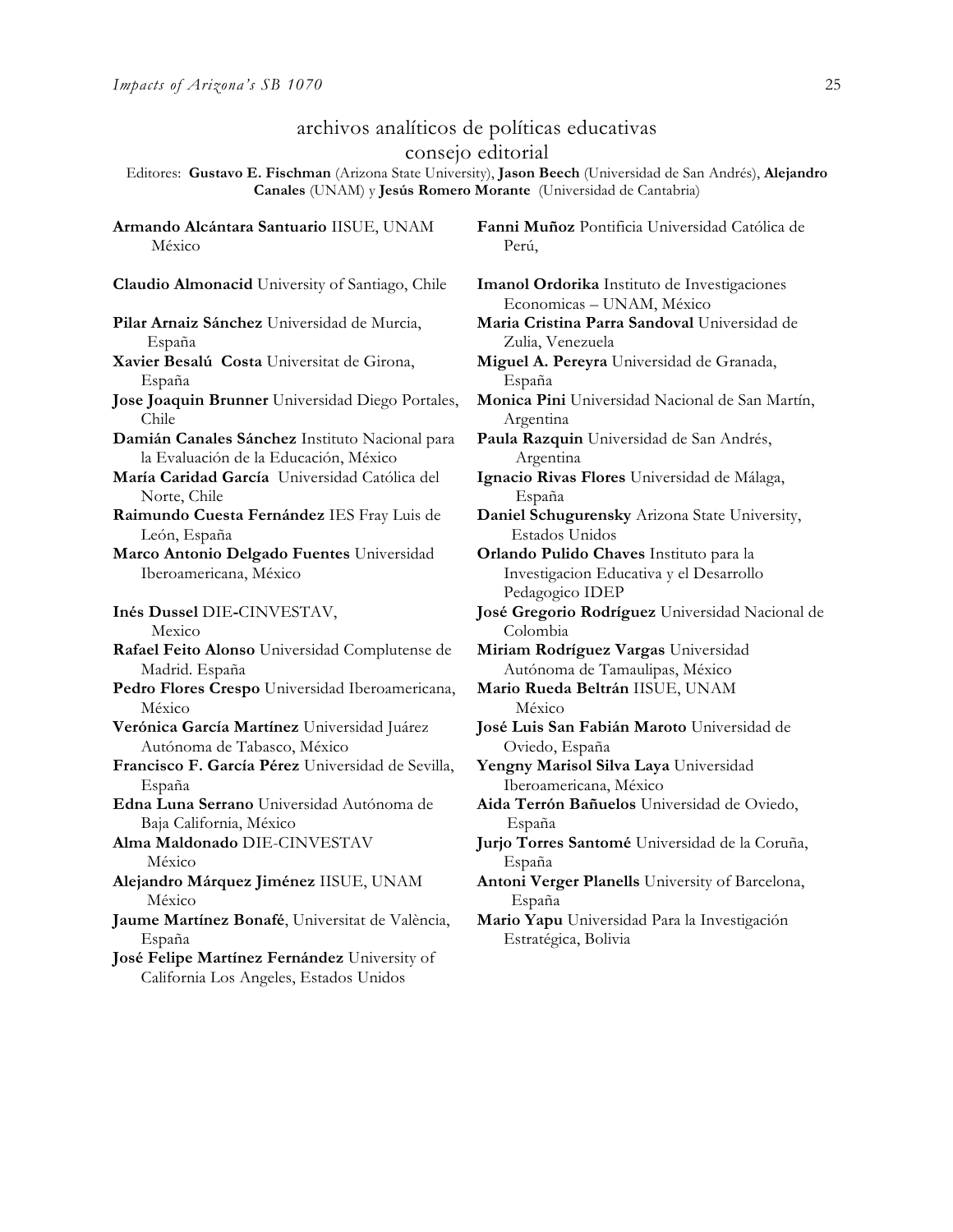## archivos analíticos de políticas educativas
### consejo editorial

Editores: **Gustavo E. Fischman** (Arizona State University), **Jason Beech** (Universidad de San Andrés), **Alejandro Canales** (UNAM) y **Jesús Romero Morante** (Universidad de Cantabria)

**Armando Alcántara Santuario** IISUE, UNAM México

**Claudio Almonacid** University of Santiago, Chile

**Pilar Arnaiz Sánchez** Universidad de Murcia, España

**Xavier Besalú Costa** Universitat de Girona, España

**Jose Joaquin Brunner** Universidad Diego Portales, Chile

**Damián Canales Sánchez** Instituto Nacional para la Evaluación de la Educación, México

**María Caridad García** Universidad Católica del Norte, Chile

**Raimundo Cuesta Fernández** IES Fray Luis de León, España

**Marco Antonio Delgado Fuentes** Universidad Iberoamericana, México

**Inés Dussel** DIE-CINVESTAV, Mexico

**Rafael Feito Alonso** Universidad Complutense de Madrid. España

**Pedro Flores Crespo** Universidad Iberoamericana, México

**Verónica García Martínez** Universidad Juárez Autónoma de Tabasco, México

**Francisco F. García Pérez** Universidad de Sevilla, España

**Edna Luna Serrano** Universidad Autónoma de Baja California, México

**Alma Maldonado** DIE-CINVESTAV México

**Alejandro Márquez Jiménez** IISUE, UNAM México

**Jaume Martínez Bonafé**, Universitat de València, España

**José Felipe Martínez Fernández** University of California Los Angeles, Estados Unidos

**Fanni Muñoz** Pontificia Universidad Católica de Perú,

**Imanol Ordorika** Instituto de Investigaciones Economicas – UNAM, México

**Maria Cristina Parra Sandoval** Universidad de Zulia, Venezuela

**Miguel A. Pereyra** Universidad de Granada, España

**Monica Pini** Universidad Nacional de San Martín, Argentina

**Paula Razquin** Universidad de San Andrés, Argentina

**Ignacio Rivas Flores** Universidad de Málaga, España

**Daniel Schugurensky** Arizona State University, Estados Unidos

**Orlando Pulido Chaves** Instituto para la Investigacion Educativa y el Desarrollo Pedagogico IDEP

**José Gregorio Rodríguez** Universidad Nacional de Colombia

**Miriam Rodríguez Vargas** Universidad Autónoma de Tamaulipas, México

**Mario Rueda Beltrán** IISUE, UNAM México

**José Luis San Fabián Maroto** Universidad de Oviedo, España

**Yengny Marisol Silva Laya** Universidad Iberoamericana, México

**Aida Terrón Bañuelos** Universidad de Oviedo, España

**Jurjo Torres Santomé** Universidad de la Coruña, España

**Antoni Verger Planells** University of Barcelona, España

**Mario Yapu** Universidad Para la Investigación Estratégica, Bolivia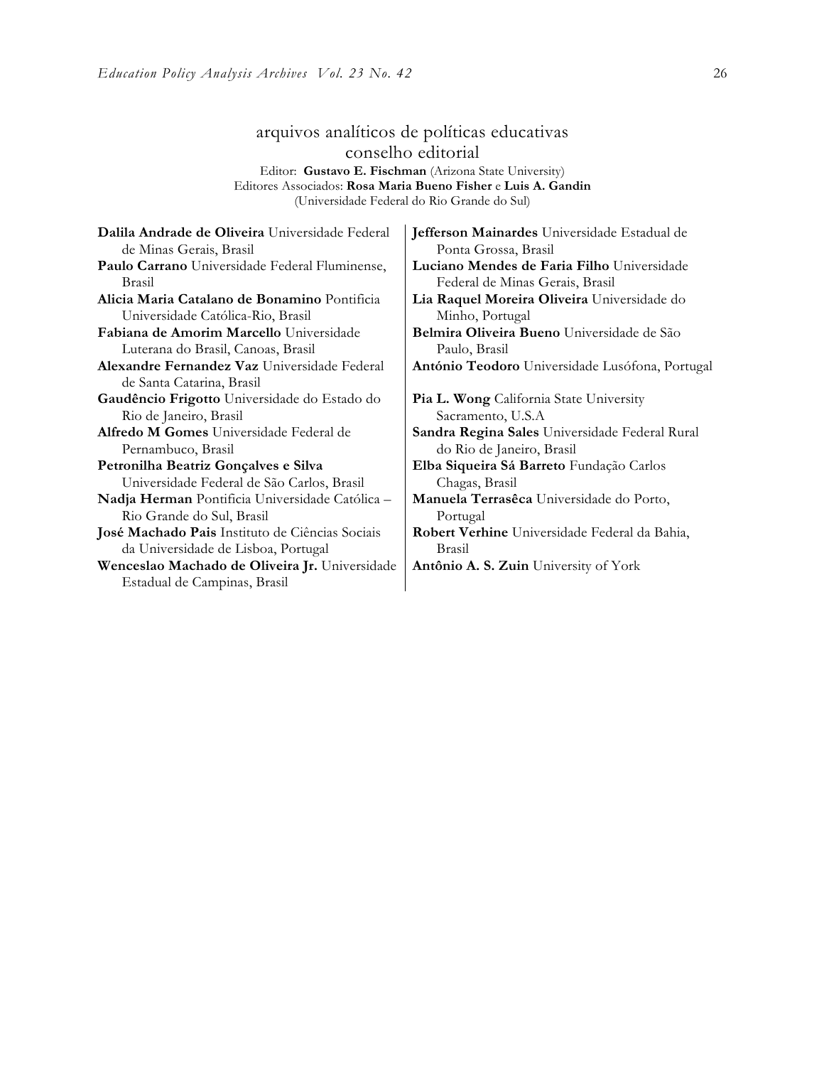# arquivos analíticos de políticas educativas
## conselho editorial

Editor: **Gustavo E. Fischman** (Arizona State University)
Editores Associados: **Rosa Maria Bueno Fisher** e **Luis A. Gandin**
(Universidade Federal do Rio Grande do Sul)

**Dalila Andrade de Oliveira** Universidade Federal de Minas Gerais, Brasil

**Paulo Carrano** Universidade Federal Fluminense, Brasil

**Alicia Maria Catalano de Bonamino** Pontificia Universidade Católica-Rio, Brasil

**Fabiana de Amorim Marcello** Universidade Luterana do Brasil, Canoas, Brasil

**Alexandre Fernandez Vaz** Universidade Federal de Santa Catarina, Brasil

**Gaudêncio Frigotto** Universidade do Estado do Rio de Janeiro, Brasil

**Alfredo M Gomes** Universidade Federal de Pernambuco, Brasil

**Petronilha Beatriz Gonçalves e Silva** Universidade Federal de São Carlos, Brasil

**Nadja Herman** Pontificia Universidade Católica – Rio Grande do Sul, Brasil

**José Machado Pais** Instituto de Ciências Sociais da Universidade de Lisboa, Portugal

**Wenceslao Machado de Oliveira Jr.** Universidade Estadual de Campinas, Brasil

**Jefferson Mainardes** Universidade Estadual de Ponta Grossa, Brasil

**Luciano Mendes de Faria Filho** Universidade Federal de Minas Gerais, Brasil

**Lia Raquel Moreira Oliveira** Universidade do Minho, Portugal

**Belmira Oliveira Bueno** Universidade de São Paulo, Brasil

**António Teodoro** Universidade Lusófona, Portugal

**Pia L. Wong** California State University Sacramento, U.S.A

**Sandra Regina Sales** Universidade Federal Rural do Rio de Janeiro, Brasil

**Elba Siqueira Sá Barreto** Fundação Carlos Chagas, Brasil

**Manuela Terrasêca** Universidade do Porto, Portugal

**Robert Verhine** Universidade Federal da Bahia, Brasil

**Antônio A. S. Zuin** University of York